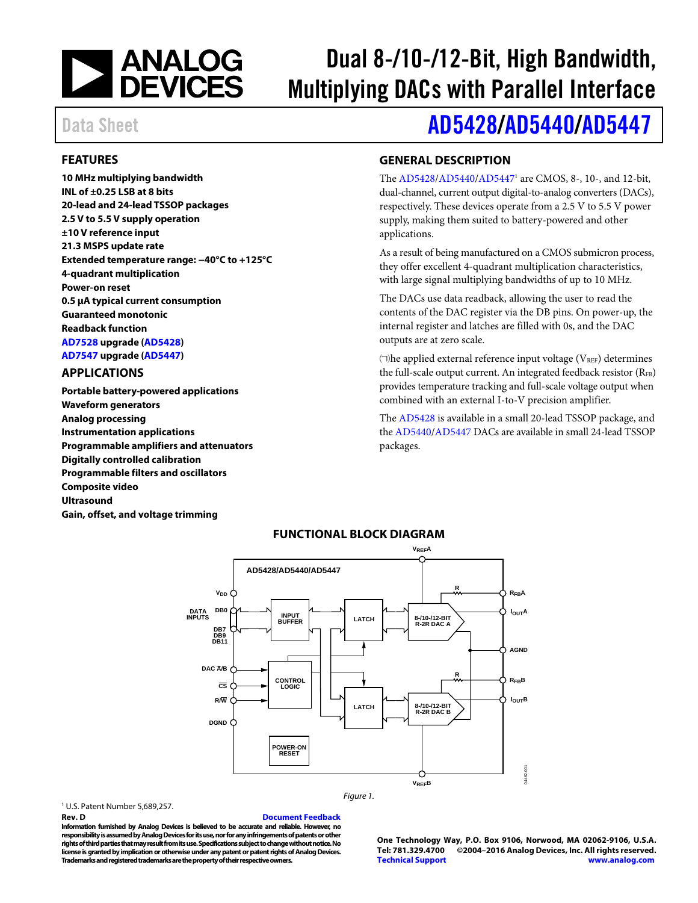# Dual 8-/10-/12-Bit, High Bandwidth, Multiplying DACs with Parallel Interface

Data Sheet

# AD5428/AD5440/AD5447

## FEATURES

**10 MHz multiplying bandwidth**
**INL of ±0.25 LSB at 8 bits**
**20-lead and 24-lead TSSOP packages**
**2.5 V to 5.5 V supply operation**
**±10 V reference input**
**21.3 MSPS update rate**
**Extended temperature range: −40°C to +125°C**
**4-quadrant multiplication**
**Power-on reset**
**0.5 µA typical current consumption**
**Guaranteed monotonic**
**Readback function**
**AD7528 upgrade (AD5428)**
**AD7547 upgrade (AD5447)**

## APPLICATIONS

**Portable battery-powered applications**
**Waveform generators**
**Analog processing**
**Instrumentation applications**
**Programmable amplifiers and attenuators**
**Digitally controlled calibration**
**Programmable filters and oscillators**
**Composite video**
**Ultrasound**
**Gain, offset, and voltage trimming**

## GENERAL DESCRIPTION

The AD5428/AD5440/AD5447[1] are CMOS, 8-, 10-, and 12-bit, dual-channel, current output digital-to-analog converters (DACs), respectively. These devices operate from a 2.5 V to 5.5 V power supply, making them suited to battery-powered and other applications.

As a result of being manufactured on a CMOS submicron process, they offer excellent 4-quadrant multiplication characteristics, with large signal multiplying bandwidths of up to 10 MHz.

The DACs use data readback, allowing the user to read the contents of the DAC register via the DB pins. On power-up, the internal register and latches are filled with 0s, and the DAC outputs are at zero scale.

The applied external reference input voltage ($V_{REF}$) determines the full-scale output current. An integrated feedback resistor ($R_{FB}$) provides temperature tracking and full-scale voltage output when combined with an external I-to-V precision amplifier.

The AD5428 is available in a small 20-lead TSSOP package, and the AD5440/AD5447 DACs are available in small 24-lead TSSOP packages.

## FUNCTIONAL BLOCK DIAGRAM

Figure 1.

[1] U.S. Patent Number 5,689,257.

**Rev. D** Document Feedback

Information furnished by Analog Devices is believed to be accurate and reliable. However, no responsibility is assumed by Analog Devices for its use, nor for any infringements of patents or other rights of third parties that may result from its use. Specifications subject to change without notice. No license is granted by implication or otherwise under any patent or patent rights of Analog Devices. Trademarks and registered trademarks are the property of their respective owners.

One Technology Way, P.O. Box 9106, Norwood, MA 02062-9106, U.S.A.
Tel: 781.329.4700 ©2004–2016 Analog Devices, Inc. All rights reserved.
Technical Support www.analog.com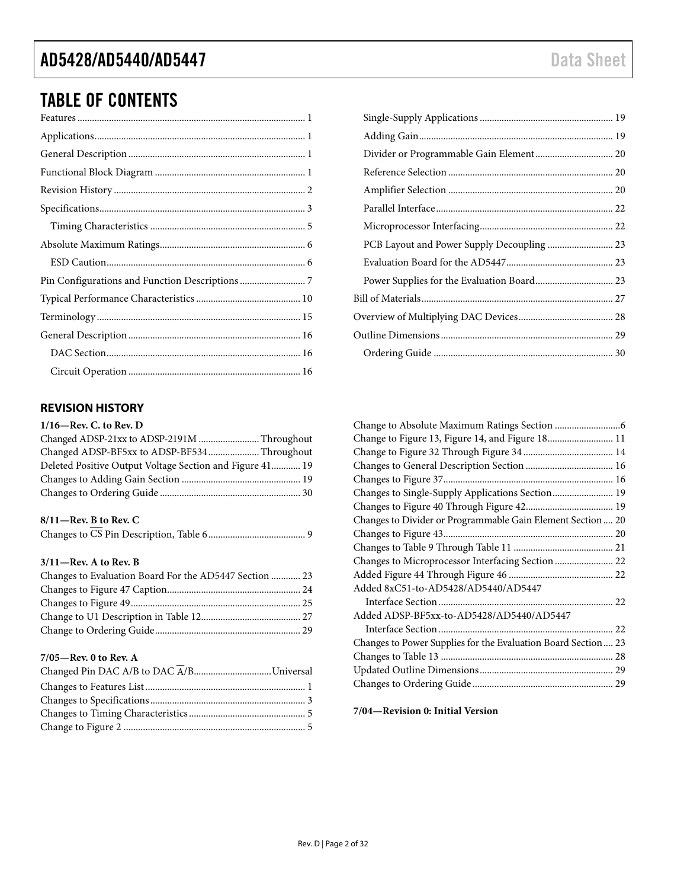## TABLE OF CONTENTS

Features ... 1
Applications ... 1
General Description ... 1
Functional Block Diagram ... 1
Revision History ... 2
Specifications ... 3
  Timing Characteristics ... 5
Absolute Maximum Ratings ... 6
  ESD Caution ... 6
Pin Configurations and Function Descriptions ... 7
Typical Performance Characteristics ... 10
Terminology ... 15
General Description ... 16
  DAC Section ... 16
  Circuit Operation ... 16
  Single-Supply Applications ... 19
  Adding Gain ... 19
  Divider or Programmable Gain Element ... 20
  Reference Selection ... 20
  Amplifier Selection ... 20
  Parallel Interface ... 22
  Microprocessor Interfacing ... 22
  PCB Layout and Power Supply Decoupling ... 23
  Evaluation Board for the AD5447 ... 23
  Power Supplies for the Evaluation Board ... 23
Bill of Materials ... 27
Overview of Multiplying DAC Devices ... 28
Outline Dimensions ... 29
  Ordering Guide ... 30

### REVISION HISTORY

**1/16—Rev. C. to Rev. D**

Changed ADSP-21xx to ADSP-2191M ... Throughout
Changed ADSP-BF5xx to ADSP-BF534 ... Throughout
Deleted Positive Output Voltage Section and Figure 41 ... 19
Changes to Adding Gain Section ... 19
Changes to Ordering Guide ... 30

**8/11—Rev. B to Rev. C**

Changes to $\overline{\text{CS}}$ Pin Description, Table 6 ... 9

**3/11—Rev. A to Rev. B**

Changes to Evaluation Board For the AD5447 Section ... 23
Changes to Figure 47 Caption ... 24
Changes to Figure 49 ... 25
Change to U1 Description in Table 12 ... 27
Change to Ordering Guide ... 29

**7/05—Rev. 0 to Rev. A**

Changed Pin DAC A/B to DAC $\overline{\text{A}}$/B ... Universal
Changes to Features List ... 1
Changes to Specifications ... 3
Changes to Timing Characteristics ... 5
Change to Figure 2 ... 5
Change to Absolute Maximum Ratings Section ... 6
Change to Figure 13, Figure 14, and Figure 18 ... 11
Change to Figure 32 Through Figure 34 ... 14
Changes to General Description Section ... 16
Changes to Figure 37 ... 16
Changes to Single-Supply Applications Section ... 19
Changes to Figure 40 Through Figure 42 ... 19
Changes to Divider or Programmable Gain Element Section ... 20
Changes to Figure 43 ... 20
Changes to Table 9 Through Table 11 ... 21
Changes to Microprocessor Interfacing Section ... 22
Added Figure 44 Through Figure 46 ... 22
Added 8xC51-to-AD5428/AD5440/AD5447 Interface Section ... 22
Added ADSP-BF5xx-to-AD5428/AD5440/AD5447 Interface Section ... 22
Changes to Power Supplies for the Evaluation Board Section ... 23
Changes to Table 13 ... 28
Updated Outline Dimensions ... 29
Changes to Ordering Guide ... 29

**7/04—Revision 0: Initial Version**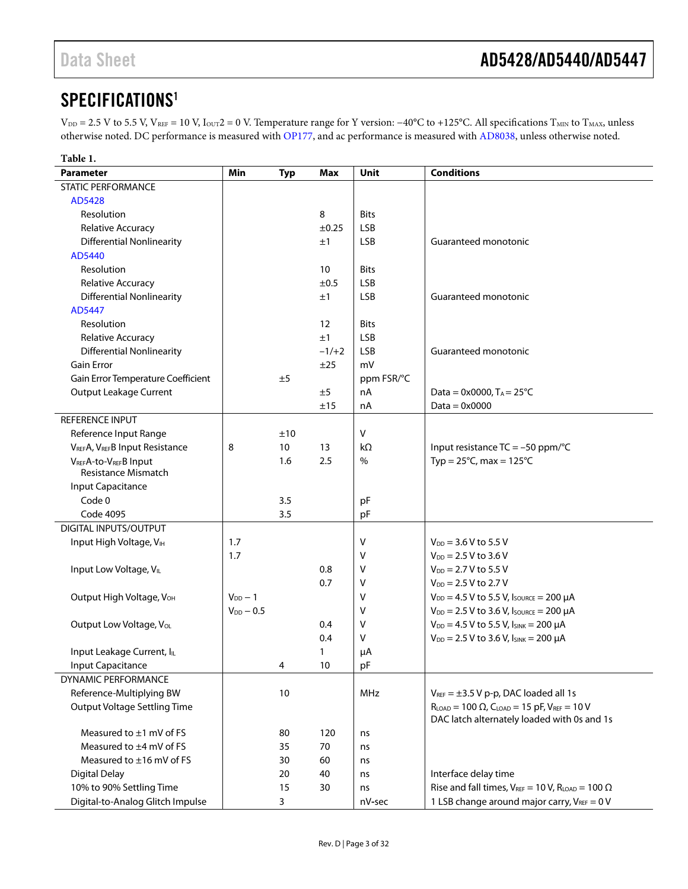# SPECIFICATIONS[1]

$V_{DD}$ = 2.5 V to 5.5 V, $V_{REF}$ = 10 V, $I_{OUT}2$ = 0 V. Temperature range for Y version: −40°C to +125°C. All specifications $T_{MIN}$ to $T_{MAX}$, unless otherwise noted. DC performance is measured with OP177, and ac performance is measured with AD8038, unless otherwise noted.

**Table 1.**

| Parameter | Min | Typ | Max | Unit | Conditions |
|---|---|---|---|---|---|
| STATIC PERFORMANCE | | | | | |
| AD5428 | | | | | |
| Resolution | | | 8 | Bits | |
| Relative Accuracy | | | ±0.25 | LSB | |
| Differential Nonlinearity | | | ±1 | LSB | Guaranteed monotonic |
| AD5440 | | | | | |
| Resolution | | | 10 | Bits | |
| Relative Accuracy | | | ±0.5 | LSB | |
| Differential Nonlinearity | | | ±1 | LSB | Guaranteed monotonic |
| AD5447 | | | | | |
| Resolution | | | 12 | Bits | |
| Relative Accuracy | | | ±1 | LSB | |
| Differential Nonlinearity | | | −1/+2 | LSB | Guaranteed monotonic |
| Gain Error | | | ±25 | mV | |
| Gain Error Temperature Coefficient | | ±5 | | ppm FSR/°C | |
| Output Leakage Current | | | ±5 | nA | Data = 0x0000, $T_A$ = 25°C |
| | | | ±15 | nA | Data = 0x0000 |
| REFERENCE INPUT | | | | | |
| Reference Input Range | | ±10 | | V | |
| $V_{REF}$A, $V_{REF}$B Input Resistance | 8 | 10 | 13 | kΩ | Input resistance TC = −50 ppm/°C |
| $V_{REF}$A-to-$V_{REF}$B Input Resistance Mismatch | | 1.6 | 2.5 | % | Typ = 25°C, max = 125°C |
| Input Capacitance | | | | | |
| Code 0 | | 3.5 | | pF | |
| Code 4095 | | 3.5 | | pF | |
| DIGITAL INPUTS/OUTPUT | | | | | |
| Input High Voltage, $V_{IH}$ | 1.7 | | | V | $V_{DD}$ = 3.6 V to 5.5 V |
| | 1.7 | | | V | $V_{DD}$ = 2.5 V to 3.6 V |
| Input Low Voltage, $V_{IL}$ | | | 0.8 | V | $V_{DD}$ = 2.7 V to 5.5 V |
| | | | 0.7 | V | $V_{DD}$ = 2.5 V to 2.7 V |
| Output High Voltage, $V_{OH}$ | $V_{DD}$ − 1 | | | V | $V_{DD}$ = 4.5 V to 5.5 V, $I_{SOURCE}$ = 200 μA |
| | $V_{DD}$ − 0.5 | | | V | $V_{DD}$ = 2.5 V to 3.6 V, $I_{SOURCE}$ = 200 μA |
| Output Low Voltage, $V_{OL}$ | | | 0.4 | V | $V_{DD}$ = 4.5 V to 5.5 V, $I_{SINK}$ = 200 μA |
| | | | 0.4 | V | $V_{DD}$ = 2.5 V to 3.6 V, $I_{SINK}$ = 200 μA |
| Input Leakage Current, $I_{IL}$ | | | 1 | μA | |
| Input Capacitance | | 4 | 10 | pF | |
| DYNAMIC PERFORMANCE | | | | | |
| Reference-Multiplying BW | | 10 | | MHz | $V_{REF}$ = ±3.5 V p-p, DAC loaded all 1s |
| Output Voltage Settling Time | | | | | $R_{LOAD}$ = 100 Ω, $C_{LOAD}$ = 15 pF, $V_{REF}$ = 10 V DAC latch alternately loaded with 0s and 1s |
| Measured to ±1 mV of FS | | 80 | 120 | ns | |
| Measured to ±4 mV of FS | | 35 | 70 | ns | |
| Measured to ±16 mV of FS | | 30 | 60 | ns | |
| Digital Delay | | 20 | 40 | ns | Interface delay time |
| 10% to 90% Settling Time | | 15 | 30 | ns | Rise and fall times, $V_{REF}$ = 10 V, $R_{LOAD}$ = 100 Ω |
| Digital-to-Analog Glitch Impulse | | 3 | | nV-sec | 1 LSB change around major carry, $V_{REF}$ = 0 V |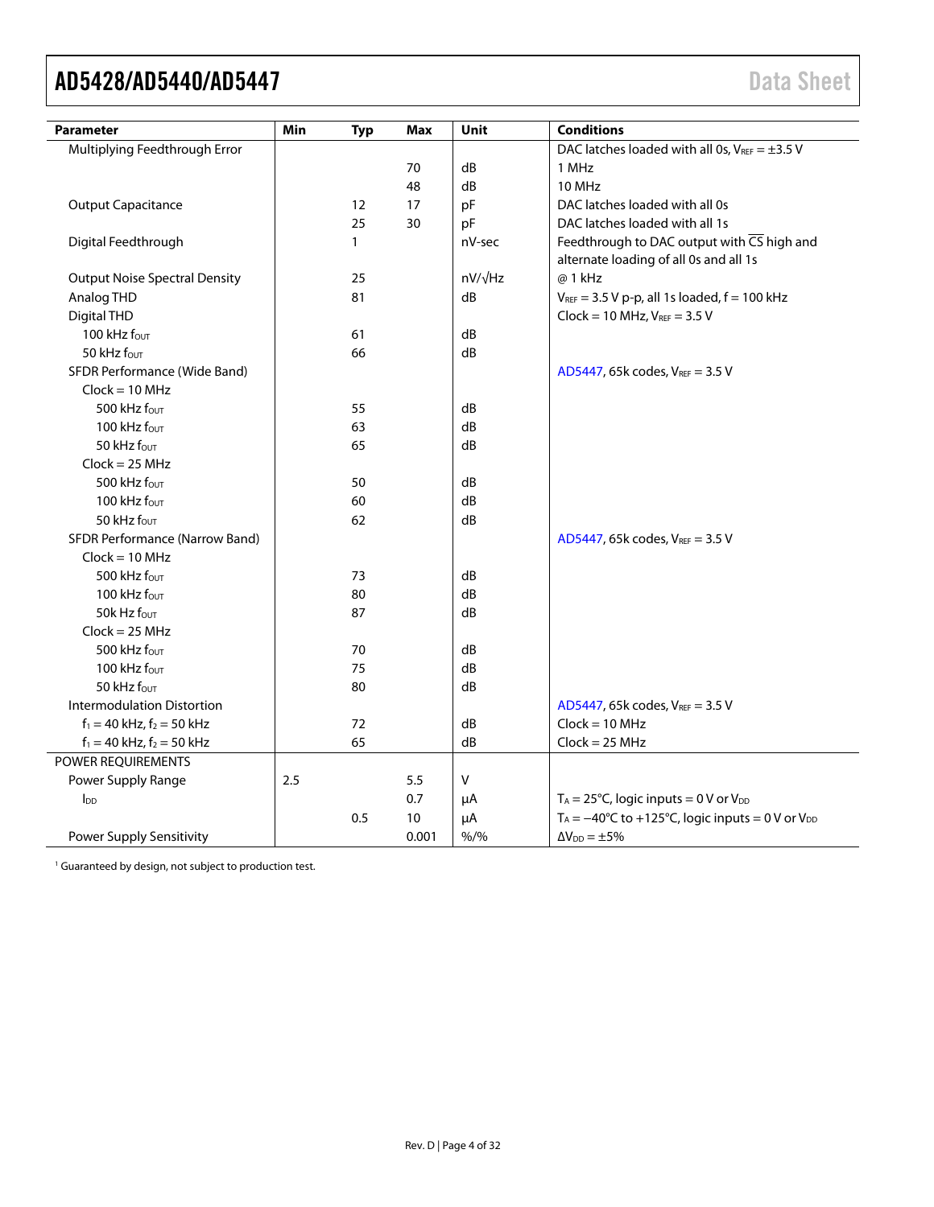| Parameter | Min | Typ | Max | Unit | Conditions |
|---|---|---|---|---|---|
| Multiplying Feedthrough Error | | | | | DAC latches loaded with all 0s, $V_{REF}$ = ±3.5 V |
| | | | 70 | dB | 1 MHz |
| | | | 48 | dB | 10 MHz |
| Output Capacitance | | 12 | 17 | pF | DAC latches loaded with all 0s |
| | | 25 | 30 | pF | DAC latches loaded with all 1s |
| Digital Feedthrough | | 1 | | nV-sec | Feedthrough to DAC output with $\overline{CS}$ high and alternate loading of all 0s and all 1s |
| Output Noise Spectral Density | | 25 | | nV/√Hz | @ 1 kHz |
| Analog THD | | 81 | | dB | $V_{REF}$ = 3.5 V p-p, all 1s loaded, f = 100 kHz |
| Digital THD | | | | | Clock = 10 MHz, $V_{REF}$ = 3.5 V |
| 100 kHz $f_{OUT}$ | | 61 | | dB | |
| 50 kHz $f_{OUT}$ | | 66 | | dB | |
| SFDR Performance (Wide Band) | | | | | AD5447, 65k codes, $V_{REF}$ = 3.5 V |
| Clock = 10 MHz | | | | | |
| 500 kHz $f_{OUT}$ | | 55 | | dB | |
| 100 kHz $f_{OUT}$ | | 63 | | dB | |
| 50 kHz $f_{OUT}$ | | 65 | | dB | |
| Clock = 25 MHz | | | | | |
| 500 kHz $f_{OUT}$ | | 50 | | dB | |
| 100 kHz $f_{OUT}$ | | 60 | | dB | |
| 50 kHz $f_{OUT}$ | | 62 | | dB | |
| SFDR Performance (Narrow Band) | | | | | AD5447, 65k codes, $V_{REF}$ = 3.5 V |
| Clock = 10 MHz | | | | | |
| 500 kHz $f_{OUT}$ | | 73 | | dB | |
| 100 kHz $f_{OUT}$ | | 80 | | dB | |
| 50k Hz $f_{OUT}$ | | 87 | | dB | |
| Clock = 25 MHz | | | | | |
| 500 kHz $f_{OUT}$ | | 70 | | dB | |
| 100 kHz $f_{OUT}$ | | 75 | | dB | |
| 50 kHz $f_{OUT}$ | | 80 | | dB | |
| Intermodulation Distortion | | | | | AD5447, 65k codes, $V_{REF}$ = 3.5 V |
| $f_1$ = 40 kHz, $f_2$ = 50 kHz | | 72 | | dB | Clock = 10 MHz |
| $f_1$ = 40 kHz, $f_2$ = 50 kHz | | 65 | | dB | Clock = 25 MHz |
| POWER REQUIREMENTS | | | | | |
| Power Supply Range | 2.5 | | 5.5 | V | |
| $I_{DD}$ | | | 0.7 | μA | $T_A$ = 25°C, logic inputs = 0 V or $V_{DD}$ |
| | | 0.5 | 10 | μA | $T_A$ = −40°C to +125°C, logic inputs = 0 V or $V_{DD}$ |
| Power Supply Sensitivity | | | 0.001 | %/% | $\Delta V_{DD}$ = ±5% |

[1] Guaranteed by design, not subject to production test.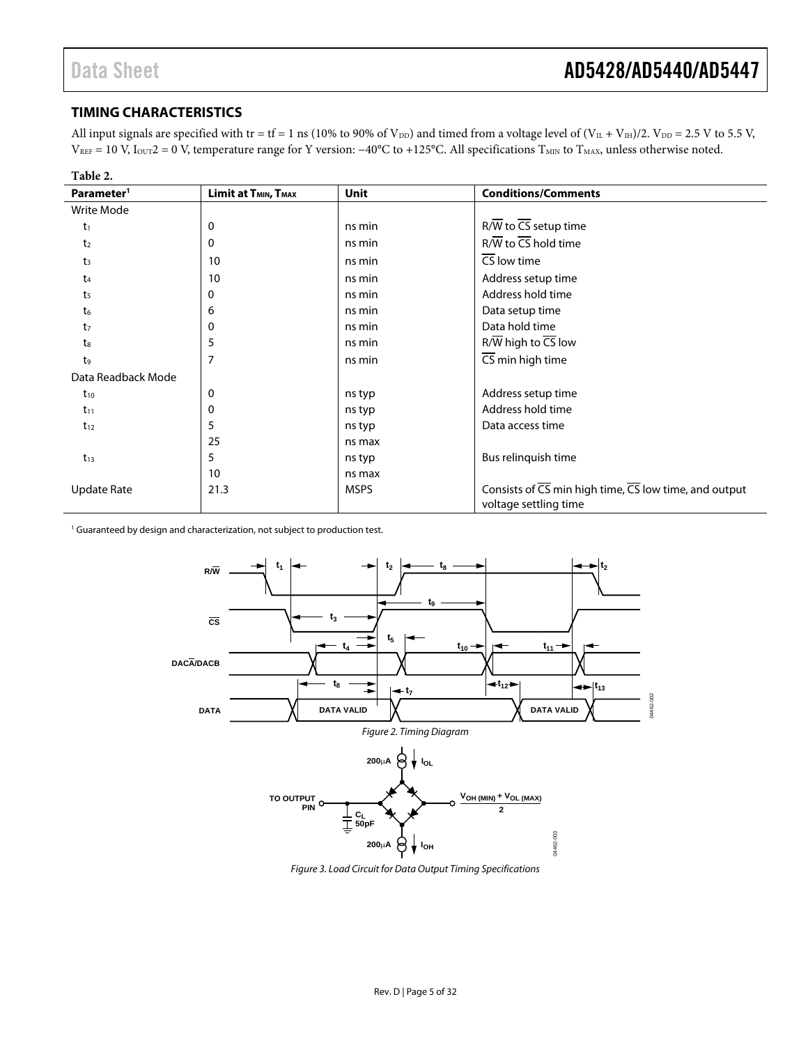## TIMING CHARACTERISTICS

All input signals are specified with tr = tf = 1 ns (10% to 90% of $V_{DD}$) and timed from a voltage level of $(V_{IL} + V_{IH})/2$. $V_{DD}$ = 2.5 V to 5.5 V, $V_{REF}$ = 10 V, $I_{OUT}2$ = 0 V, temperature range for Y version: −40°C to +125°C. All specifications $T_{MIN}$ to $T_{MAX}$, unless otherwise noted.

**Table 2.**

| Parameter[1] | Limit at $T_{MIN}$, $T_{MAX}$ | Unit | Conditions/Comments |
|---|---|---|---|
| Write Mode | | | |
| $t_1$ | 0 | ns min | R/$\overline{W}$ to $\overline{CS}$ setup time |
| $t_2$ | 0 | ns min | R/$\overline{W}$ to $\overline{CS}$ hold time |
| $t_3$ | 10 | ns min | $\overline{CS}$ low time |
| $t_4$ | 10 | ns min | Address setup time |
| $t_5$ | 0 | ns min | Address hold time |
| $t_6$ | 6 | ns min | Data setup time |
| $t_7$ | 0 | ns min | Data hold time |
| $t_8$ | 5 | ns min | R/$\overline{W}$ high to $\overline{CS}$ low |
| $t_9$ | 7 | ns min | $\overline{CS}$ min high time |
| Data Readback Mode | | | |
| $t_{10}$ | 0 | ns typ | Address setup time |
| $t_{11}$ | 0 | ns typ | Address hold time |
| $t_{12}$ | 5 | ns typ | Data access time |
| | 25 | ns max | |
| $t_{13}$ | 5 | ns typ | Bus relinquish time |
| | 10 | ns max | |
| Update Rate | 21.3 | MSPS | Consists of $\overline{CS}$ min high time, $\overline{CS}$ low time, and output voltage settling time |

[1] Guaranteed by design and characterization, not subject to production test.

Figure 2. Timing Diagram

Figure 3. Load Circuit for Data Output Timing Specifications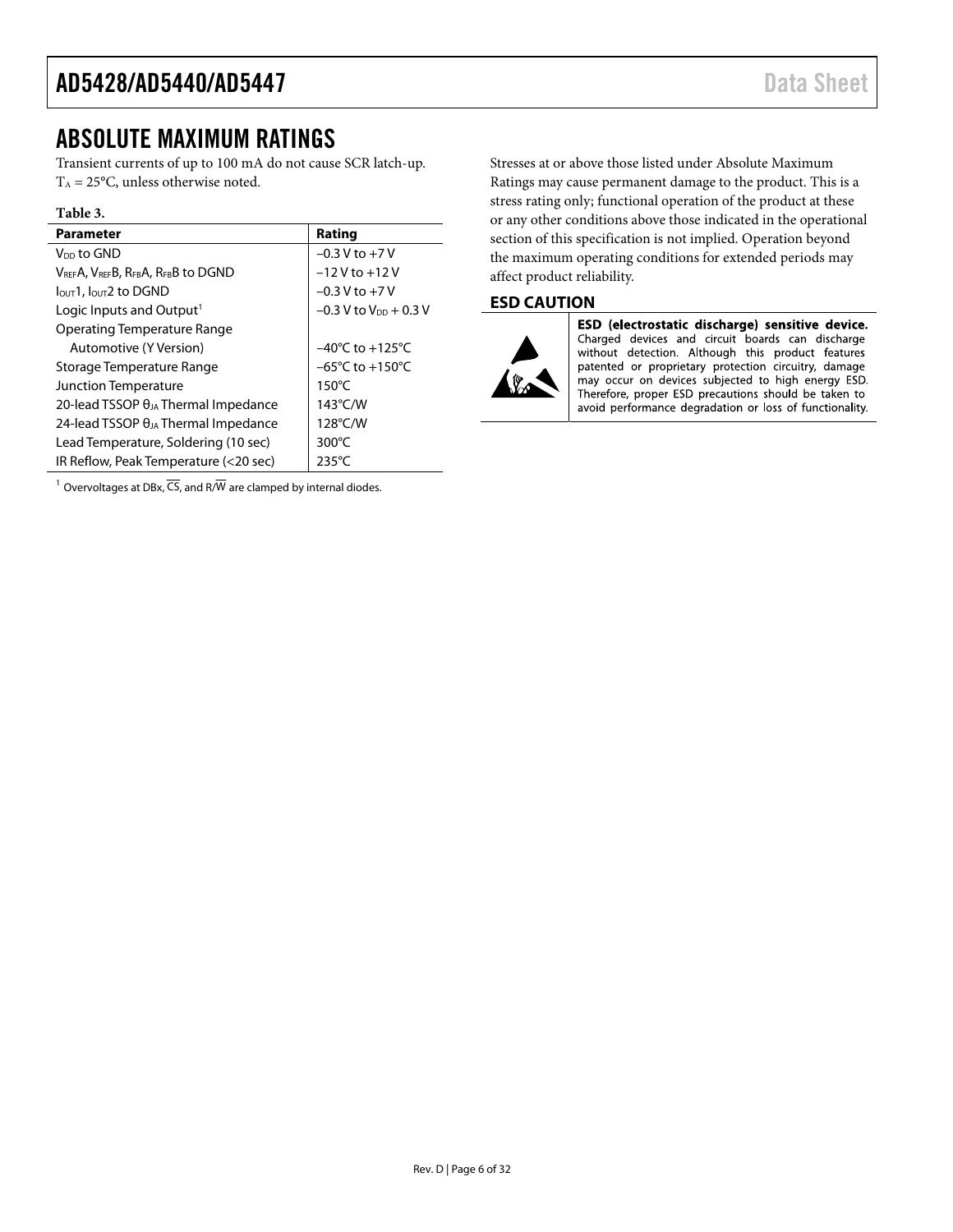## ABSOLUTE MAXIMUM RATINGS

Transient currents of up to 100 mA do not cause SCR latch-up. $T_A$ = 25°C, unless otherwise noted.

**Table 3.**

| Parameter | Rating |
|---|---|
| $V_{DD}$ to GND | −0.3 V to +7 V |
| $V_{REF}$A, $V_{REF}$B, $R_{FB}$A, $R_{FB}$B to DGND | −12 V to +12 V |
| $I_{OUT}$1, $I_{OUT}$2 to DGND | −0.3 V to +7 V |
| Logic Inputs and Output[1] | −0.3 V to $V_{DD}$ + 0.3 V |
| Operating Temperature Range | |
| Automotive (Y Version) | −40°C to +125°C |
| Storage Temperature Range | −65°C to +150°C |
| Junction Temperature | 150°C |
| 20-lead TSSOP $θ_{JA}$ Thermal Impedance | 143°C/W |
| 24-lead TSSOP $θ_{JA}$ Thermal Impedance | 128°C/W |
| Lead Temperature, Soldering (10 sec) | 300°C |
| IR Reflow, Peak Temperature (<20 sec) | 235°C |

[1] Overvoltages at DBx, $\overline{CS}$, and R/$\overline{W}$ are clamped by internal diodes.

Stresses at or above those listed under Absolute Maximum Ratings may cause permanent damage to the product. This is a stress rating only; functional operation of the product at these or any other conditions above those indicated in the operational section of this specification is not implied. Operation beyond the maximum operating conditions for extended periods may affect product reliability.

### ESD CAUTION

**ESD (electrostatic discharge) sensitive device.** Charged devices and circuit boards can discharge without detection. Although this product features patented or proprietary protection circuitry, damage may occur on devices subjected to high energy ESD. Therefore, proper ESD precautions should be taken to avoid performance degradation or loss of functionality.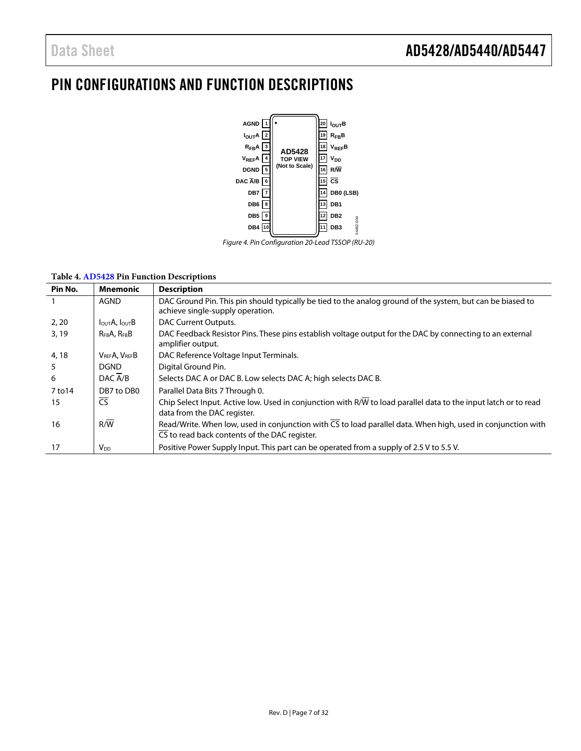# PIN CONFIGURATIONS AND FUNCTION DESCRIPTIONS

Figure 4. Pin Configuration 20-Lead TSSOP (RU-20)

**Table 4. AD5428 Pin Function Descriptions**

| Pin No. | Mnemonic | Description |
|---|---|---|
| 1 | AGND | DAC Ground Pin. This pin should typically be tied to the analog ground of the system, but can be biased to achieve single-supply operation. |
| 2, 20 | $I_{OUT}$A, $I_{OUT}$B | DAC Current Outputs. |
| 3, 19 | $R_{FB}$A, $R_{FB}$B | DAC Feedback Resistor Pins. These pins establish voltage output for the DAC by connecting to an external amplifier output. |
| 4, 18 | $V_{REF}$A, $V_{REF}$B | DAC Reference Voltage Input Terminals. |
| 5 | DGND | Digital Ground Pin. |
| 6 | DAC $\overline{A}$/B | Selects DAC A or DAC B. Low selects DAC A; high selects DAC B. |
| 7 to14 | DB7 to DB0 | Parallel Data Bits 7 Through 0. |
| 15 | $\overline{CS}$ | Chip Select Input. Active low. Used in conjunction with R/$\overline{W}$ to load parallel data to the input latch or to read data from the DAC register. |
| 16 | R/$\overline{W}$ | Read/Write. When low, used in conjunction with $\overline{CS}$ to load parallel data. When high, used in conjunction with $\overline{CS}$ to read back contents of the DAC register. |
| 17 | $V_{DD}$ | Positive Power Supply Input. This part can be operated from a supply of 2.5 V to 5.5 V. |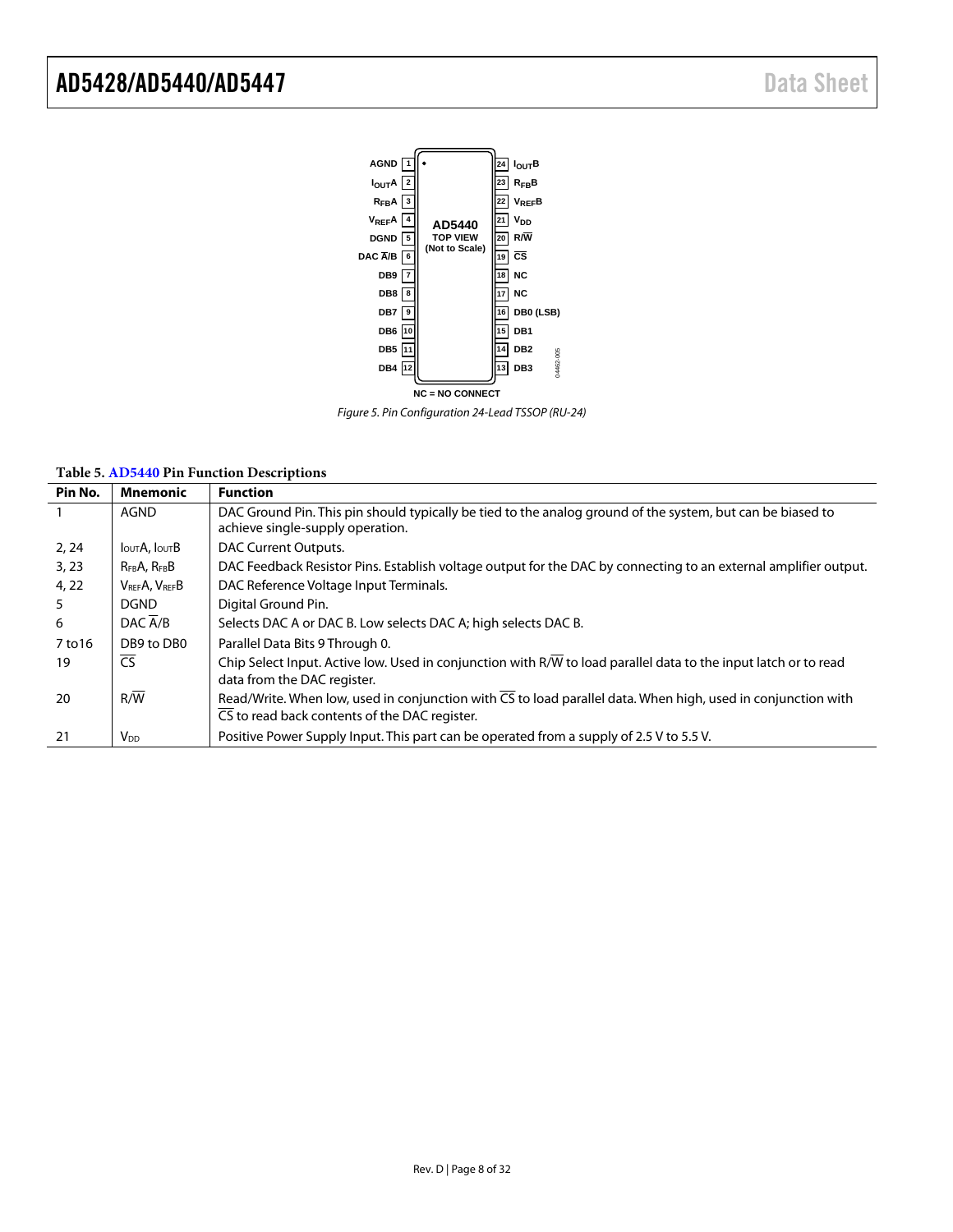Figure 5. Pin Configuration 24-Lead TSSOP (RU-24)

Table 5. AD5440 Pin Function Descriptions

| Pin No. | Mnemonic | Function |
|---|---|---|
| 1 | AGND | DAC Ground Pin. This pin should typically be tied to the analog ground of the system, but can be biased to achieve single-supply operation. |
| 2, 24 | $I_{OUT}A$, $I_{OUT}B$ | DAC Current Outputs. |
| 3, 23 | $R_{FB}A$, $R_{FB}B$ | DAC Feedback Resistor Pins. Establish voltage output for the DAC by connecting to an external amplifier output. |
| 4, 22 | $V_{REF}A$, $V_{REF}B$ | DAC Reference Voltage Input Terminals. |
| 5 | DGND | Digital Ground Pin. |
| 6 | DAC $\overline{A}$/B | Selects DAC A or DAC B. Low selects DAC A; high selects DAC B. |
| 7 to16 | DB9 to DB0 | Parallel Data Bits 9 Through 0. |
| 19 | $\overline{CS}$ | Chip Select Input. Active low. Used in conjunction with R/$\overline{W}$ to load parallel data to the input latch or to read data from the DAC register. |
| 20 | R/$\overline{W}$ | Read/Write. When low, used in conjunction with $\overline{CS}$ to load parallel data. When high, used in conjunction with $\overline{CS}$ to read back contents of the DAC register. |
| 21 | $V_{DD}$ | Positive Power Supply Input. This part can be operated from a supply of 2.5 V to 5.5 V. |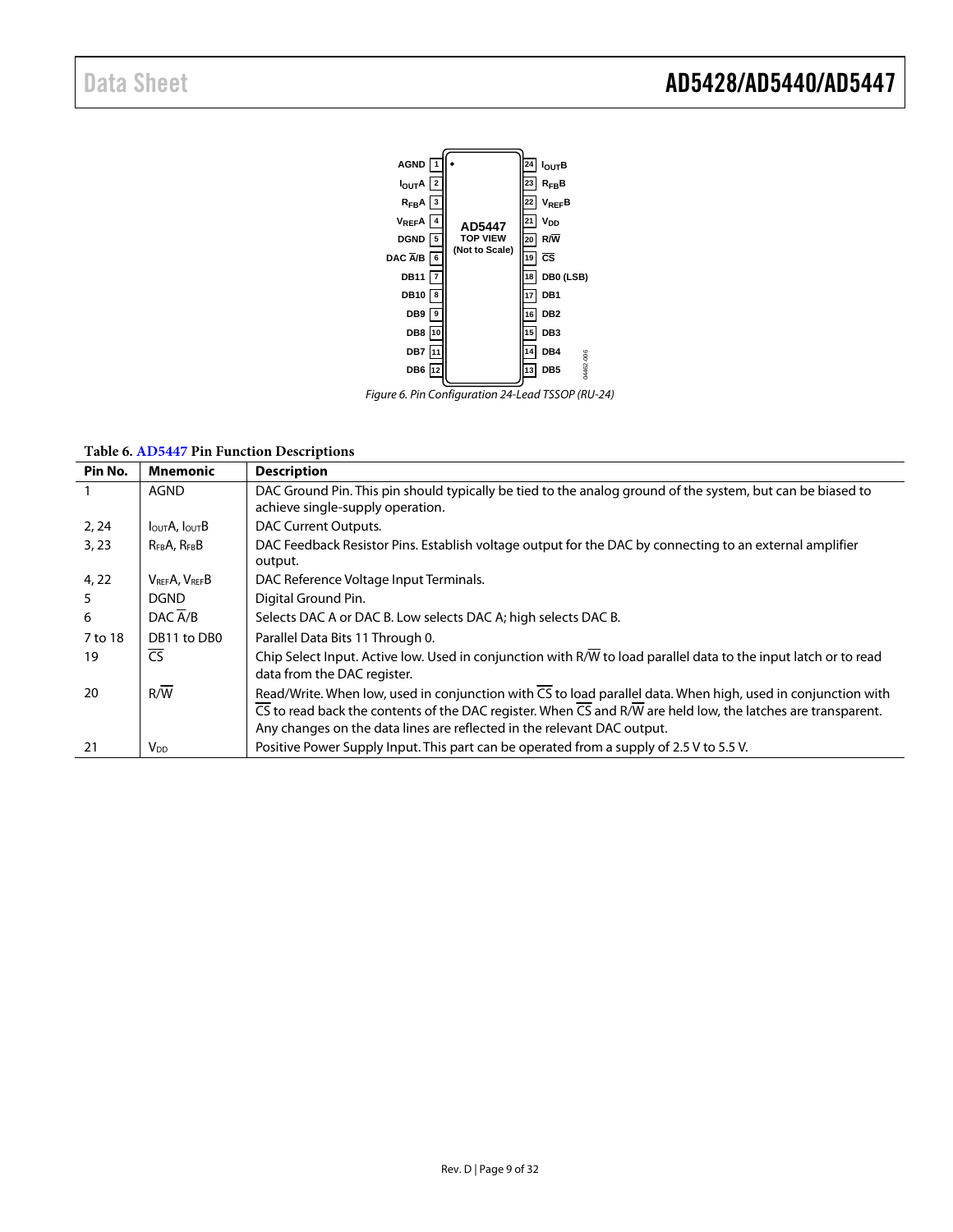Figure 6. Pin Configuration 24-Lead TSSOP (RU-24)

**Table 6. AD5447 Pin Function Descriptions**

| Pin No. | Mnemonic | Description |
| --- | --- | --- |
| 1 | AGND | DAC Ground Pin. This pin should typically be tied to the analog ground of the system, but can be biased to achieve single-supply operation. |
| 2, 24 | $I_{OUT}A$, $I_{OUT}B$ | DAC Current Outputs. |
| 3, 23 | $R_{FB}A$, $R_{FB}B$ | DAC Feedback Resistor Pins. Establish voltage output for the DAC by connecting to an external amplifier output. |
| 4, 22 | $V_{REF}A$, $V_{REF}B$ | DAC Reference Voltage Input Terminals. |
| 5 | DGND | Digital Ground Pin. |
| 6 | DAC $\overline{A}$/B | Selects DAC A or DAC B. Low selects DAC A; high selects DAC B. |
| 7 to 18 | DB11 to DB0 | Parallel Data Bits 11 Through 0. |
| 19 | $\overline{CS}$ | Chip Select Input. Active low. Used in conjunction with R/$\overline{W}$ to load parallel data to the input latch or to read data from the DAC register. |
| 20 | R/$\overline{W}$ | Read/Write. When low, used in conjunction with $\overline{CS}$ to load parallel data. When high, used in conjunction with $\overline{CS}$ to read back the contents of the DAC register. When $\overline{CS}$ and R/$\overline{W}$ are held low, the latches are transparent. Any changes on the data lines are reflected in the relevant DAC output. |
| 21 | $V_{DD}$ | Positive Power Supply Input. This part can be operated from a supply of 2.5 V to 5.5 V. |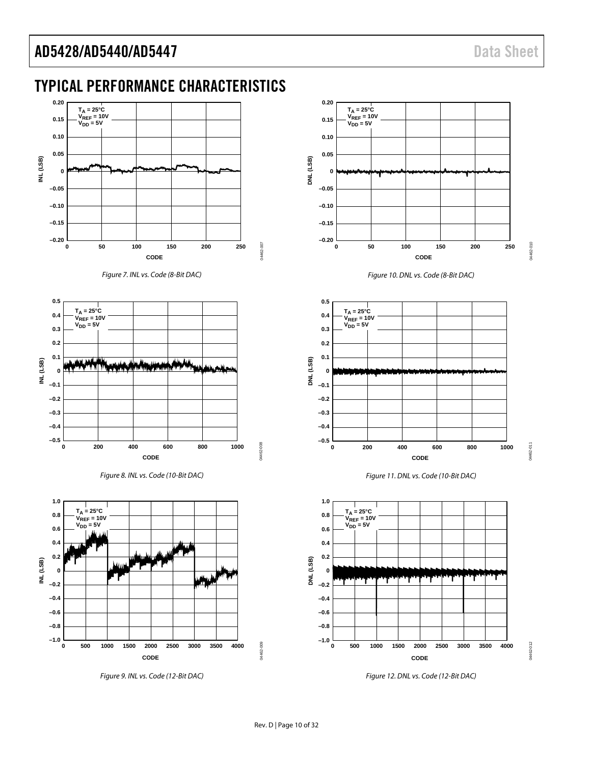## TYPICAL PERFORMANCE CHARACTERISTICS

Figure 7. INL vs. Code (8-Bit DAC)

Figure 8. INL vs. Code (10-Bit DAC)

Figure 9. INL vs. Code (12-Bit DAC)

Figure 10. DNL vs. Code (8-Bit DAC)

Figure 11. DNL vs. Code (10-Bit DAC)

Figure 12. DNL vs. Code (12-Bit DAC)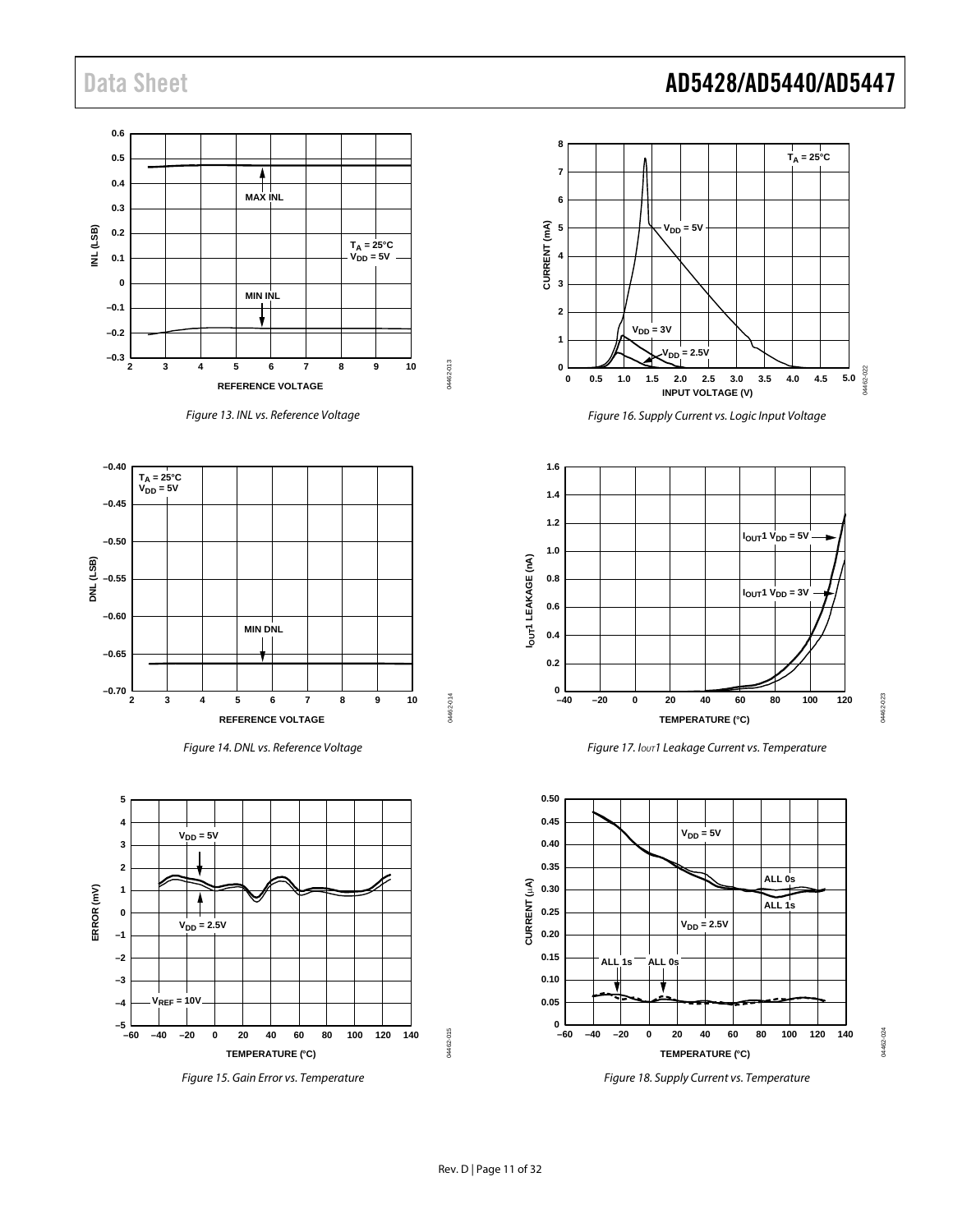Figure 13. INL vs. Reference Voltage

Figure 14. DNL vs. Reference Voltage

Figure 15. Gain Error vs. Temperature

Figure 16. Supply Current vs. Logic Input Voltage

Figure 17. $I_{OUT}1$ Leakage Current vs. Temperature

Figure 18. Supply Current vs. Temperature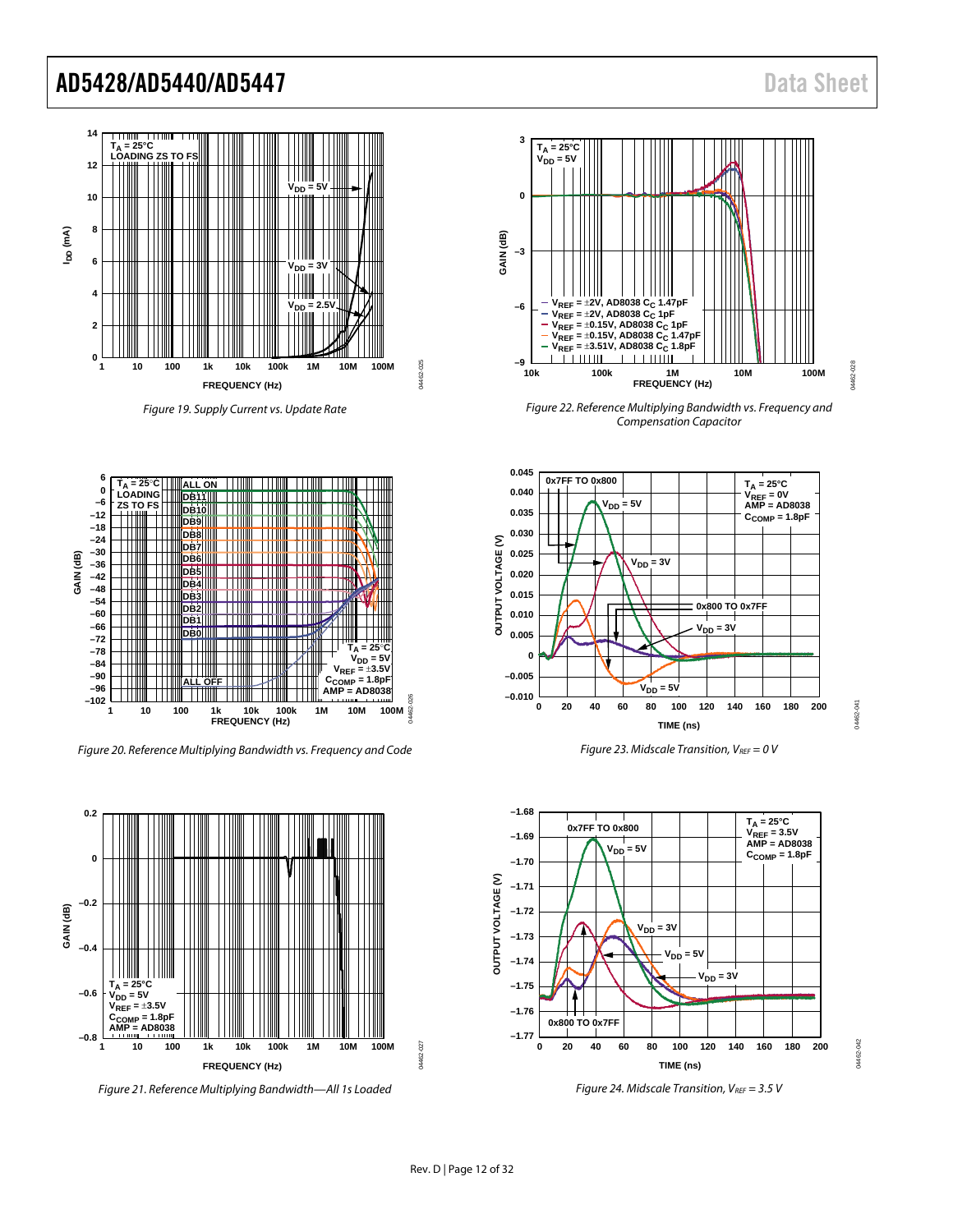Figure 19. Supply Current vs. Update Rate

Figure 20. Reference Multiplying Bandwidth vs. Frequency and Code

Figure 21. Reference Multiplying Bandwidth—All 1s Loaded

Figure 22. Reference Multiplying Bandwidth vs. Frequency and Compensation Capacitor

Figure 23. Midscale Transition, $V_{REF}$ = 0 V

Figure 24. Midscale Transition, $V_{REF}$ = 3.5 V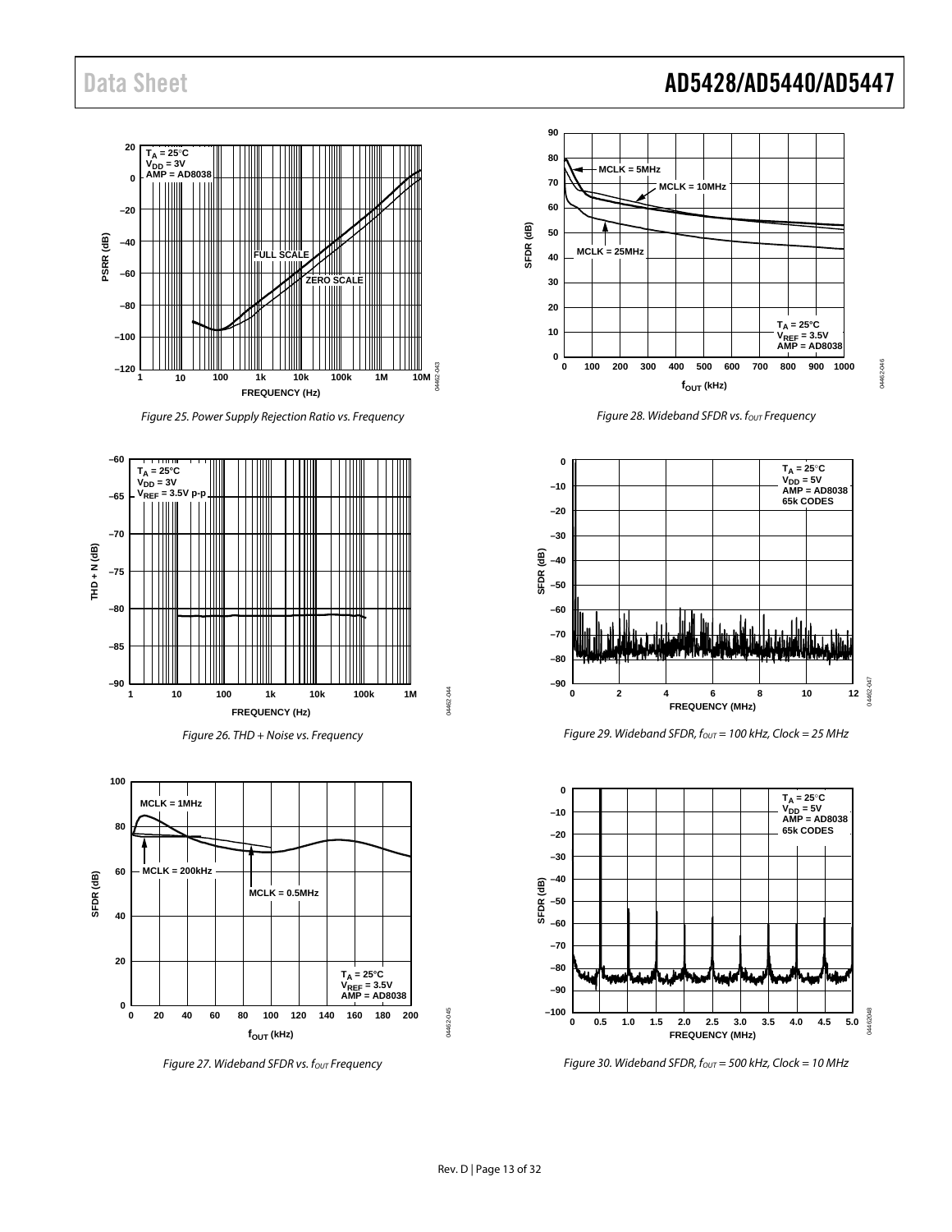Figure 25. Power Supply Rejection Ratio vs. Frequency

Figure 26. THD + Noise vs. Frequency

Figure 27. Wideband SFDR vs. $f_{OUT}$ Frequency

Figure 28. Wideband SFDR vs. $f_{OUT}$ Frequency

Figure 29. Wideband SFDR, $f_{OUT}$ = 100 kHz, Clock = 25 MHz

Figure 30. Wideband SFDR, $f_{OUT}$ = 500 kHz, Clock = 10 MHz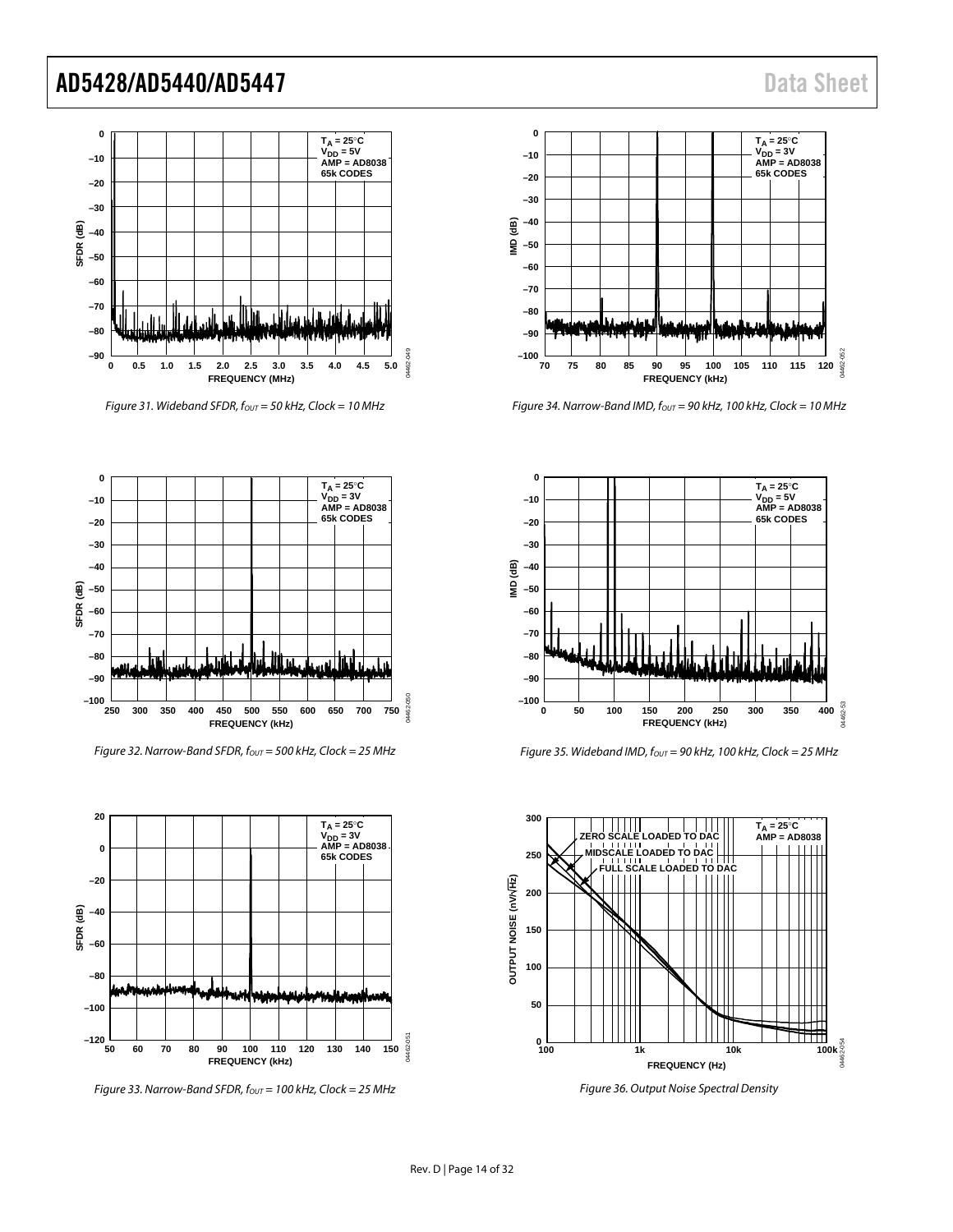Figure 31. Wideband SFDR, $f_{OUT}$ = 50 kHz, Clock = 10 MHz

Figure 32. Narrow-Band SFDR, $f_{OUT}$ = 500 kHz, Clock = 25 MHz

Figure 33. Narrow-Band SFDR, $f_{OUT}$ = 100 kHz, Clock = 25 MHz

Figure 34. Narrow-Band IMD, $f_{OUT}$ = 90 kHz, 100 kHz, Clock = 10 MHz

Figure 35. Wideband IMD, $f_{OUT}$ = 90 kHz, 100 kHz, Clock = 25 MHz

Figure 36. Output Noise Spectral Density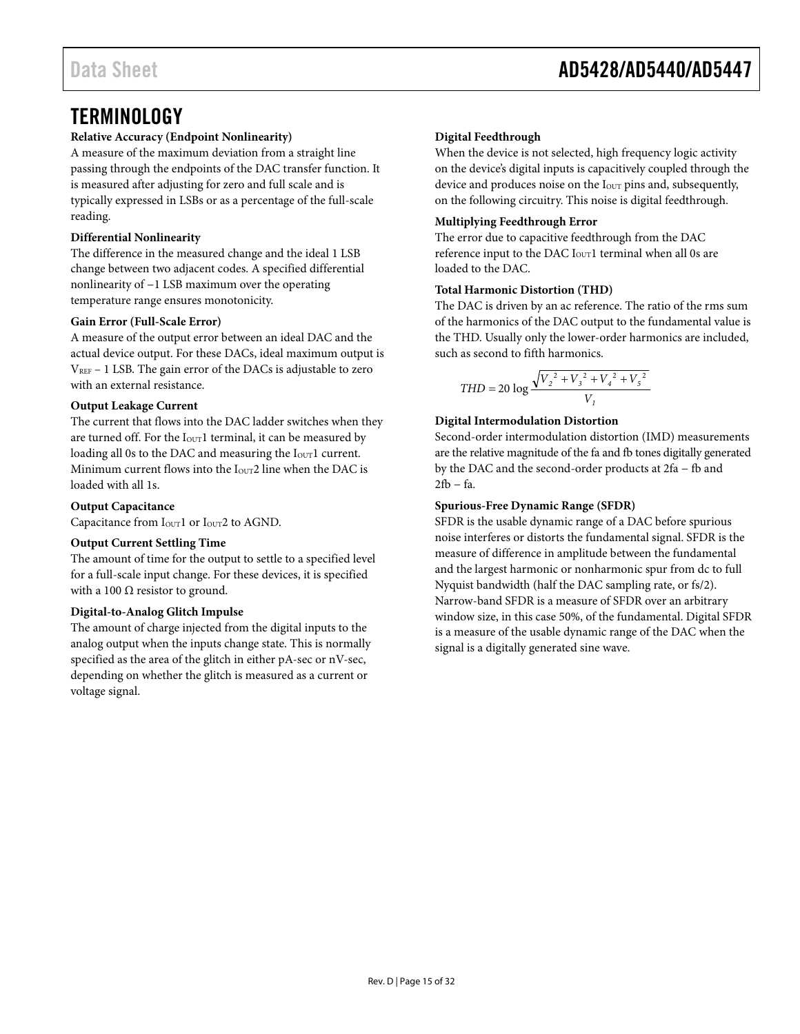## TERMINOLOGY

**Relative Accuracy (Endpoint Nonlinearity)**

A measure of the maximum deviation from a straight line passing through the endpoints of the DAC transfer function. It is measured after adjusting for zero and full scale and is typically expressed in LSBs or as a percentage of the full-scale reading.

**Differential Nonlinearity**

The difference in the measured change and the ideal 1 LSB change between two adjacent codes. A specified differential nonlinearity of −1 LSB maximum over the operating temperature range ensures monotonicity.

**Gain Error (Full-Scale Error)**

A measure of the output error between an ideal DAC and the actual device output. For these DACs, ideal maximum output is $V_{REF}$ − 1 LSB. The gain error of the DACs is adjustable to zero with an external resistance.

**Output Leakage Current**

The current that flows into the DAC ladder switches when they are turned off. For the $I_{OUT}1$ terminal, it can be measured by loading all 0s to the DAC and measuring the $I_{OUT}1$ current. Minimum current flows into the $I_{OUT}2$ line when the DAC is loaded with all 1s.

**Output Capacitance**

Capacitance from $I_{OUT}1$ or $I_{OUT}2$ to AGND.

**Output Current Settling Time**

The amount of time for the output to settle to a specified level for a full-scale input change. For these devices, it is specified with a 100 Ω resistor to ground.

**Digital-to-Analog Glitch Impulse**

The amount of charge injected from the digital inputs to the analog output when the inputs change state. This is normally specified as the area of the glitch in either pA-sec or nV-sec, depending on whether the glitch is measured as a current or voltage signal.

**Digital Feedthrough**

When the device is not selected, high frequency logic activity on the device's digital inputs is capacitively coupled through the device and produces noise on the $I_{OUT}$ pins and, subsequently, on the following circuitry. This noise is digital feedthrough.

**Multiplying Feedthrough Error**

The error due to capacitive feedthrough from the DAC reference input to the DAC $I_{OUT}1$ terminal when all 0s are loaded to the DAC.

**Total Harmonic Distortion (THD)**

The DAC is driven by an ac reference. The ratio of the rms sum of the harmonics of the DAC output to the fundamental value is the THD. Usually only the lower-order harmonics are included, such as second to fifth harmonics.

$$THD = 20 \log \frac{\sqrt{V_2^2 + V_3^2 + V_4^2 + V_5^2}}{V_1}$$

**Digital Intermodulation Distortion**

Second-order intermodulation distortion (IMD) measurements are the relative magnitude of the fa and fb tones digitally generated by the DAC and the second-order products at 2fa − fb and 2fb − fa.

**Spurious-Free Dynamic Range (SFDR)**

SFDR is the usable dynamic range of a DAC before spurious noise interferes or distorts the fundamental signal. SFDR is the measure of difference in amplitude between the fundamental and the largest harmonic or nonharmonic spur from dc to full Nyquist bandwidth (half the DAC sampling rate, or fs/2). Narrow-band SFDR is a measure of SFDR over an arbitrary window size, in this case 50%, of the fundamental. Digital SFDR is a measure of the usable dynamic range of the DAC when the signal is a digitally generated sine wave.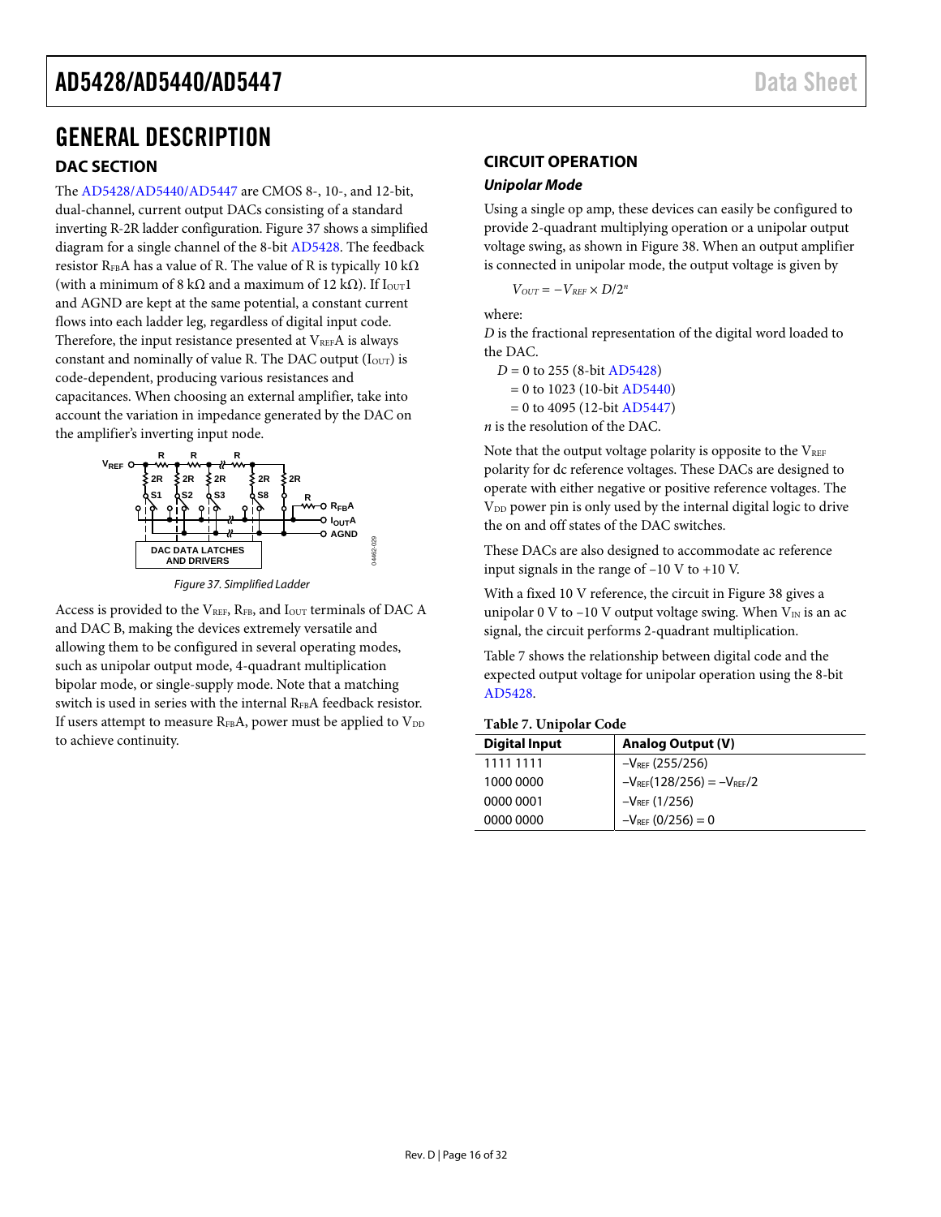# GENERAL DESCRIPTION

## DAC SECTION

The AD5428/AD5440/AD5447 are CMOS 8-, 10-, and 12-bit, dual-channel, current output DACs consisting of a standard inverting R-2R ladder configuration. Figure 37 shows a simplified diagram for a single channel of the 8-bit AD5428. The feedback resistor $R_{FB}A$ has a value of R. The value of R is typically 10 kΩ (with a minimum of 8 kΩ and a maximum of 12 kΩ). If $I_{OUT}1$ and AGND are kept at the same potential, a constant current flows into each ladder leg, regardless of digital input code. Therefore, the input resistance presented at $V_{REF}A$ is always constant and nominally of value R. The DAC output ($I_{OUT}$) is code-dependent, producing various resistances and capacitances. When choosing an external amplifier, take into account the variation in impedance generated by the DAC on the amplifier's inverting input node.

*Figure 37. Simplified Ladder*

Access is provided to the $V_{REF}$, $R_{FB}$, and $I_{OUT}$ terminals of DAC A and DAC B, making the devices extremely versatile and allowing them to be configured in several operating modes, such as unipolar output mode, 4-quadrant multiplication bipolar mode, or single-supply mode. Note that a matching switch is used in series with the internal $R_{FB}A$ feedback resistor. If users attempt to measure $R_{FB}A$, power must be applied to $V_{DD}$ to achieve continuity.

## CIRCUIT OPERATION

### *Unipolar Mode*

Using a single op amp, these devices can easily be configured to provide 2-quadrant multiplying operation or a unipolar output voltage swing, as shown in Figure 38. When an output amplifier is connected in unipolar mode, the output voltage is given by

$$V_{OUT} = -V_{REF} \times D/2^n$$

where:
*D* is the fractional representation of the digital word loaded to the DAC.
$D$ = 0 to 255 (8-bit AD5428)
= 0 to 1023 (10-bit AD5440)
= 0 to 4095 (12-bit AD5447)
*n* is the resolution of the DAC.

Note that the output voltage polarity is opposite to the $V_{REF}$ polarity for dc reference voltages. These DACs are designed to operate with either negative or positive reference voltages. The $V_{DD}$ power pin is only used by the internal digital logic to drive the on and off states of the DAC switches.

These DACs are also designed to accommodate ac reference input signals in the range of −10 V to +10 V.

With a fixed 10 V reference, the circuit in Figure 38 gives a unipolar 0 V to −10 V output voltage swing. When $V_{IN}$ is an ac signal, the circuit performs 2-quadrant multiplication.

Table 7 shows the relationship between digital code and the expected output voltage for unipolar operation using the 8-bit AD5428.

**Table 7. Unipolar Code**

| Digital Input | Analog Output (V) |
|---|---|
| 1111 1111 | $-V_{REF}$ (255/256) |
| 1000 0000 | $-V_{REF}(128/256) = -V_{REF}/2$ |
| 0000 0001 | $-V_{REF}$ (1/256) |
| 0000 0000 | $-V_{REF}$ (0/256) = 0 |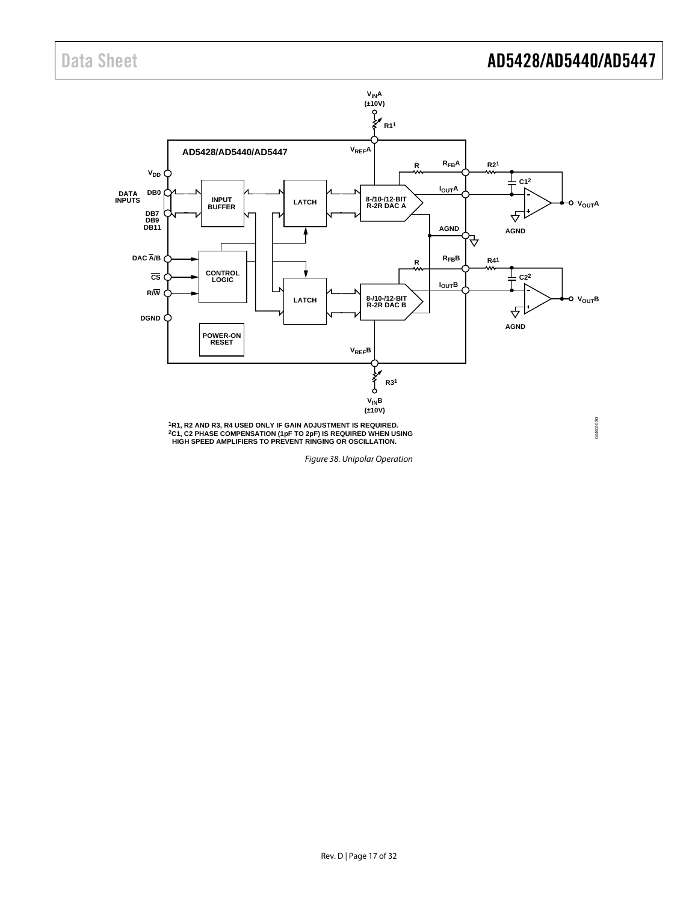¹R1, R2 AND R3, R4 USED ONLY IF GAIN ADJUSTMENT IS REQUIRED.
²C1, C2 PHASE COMPENSATION (1pF TO 2pF) IS REQUIRED WHEN USING HIGH SPEED AMPLIFIERS TO PREVENT RINGING OR OSCILLATION.

*Figure 38. Unipolar Operation*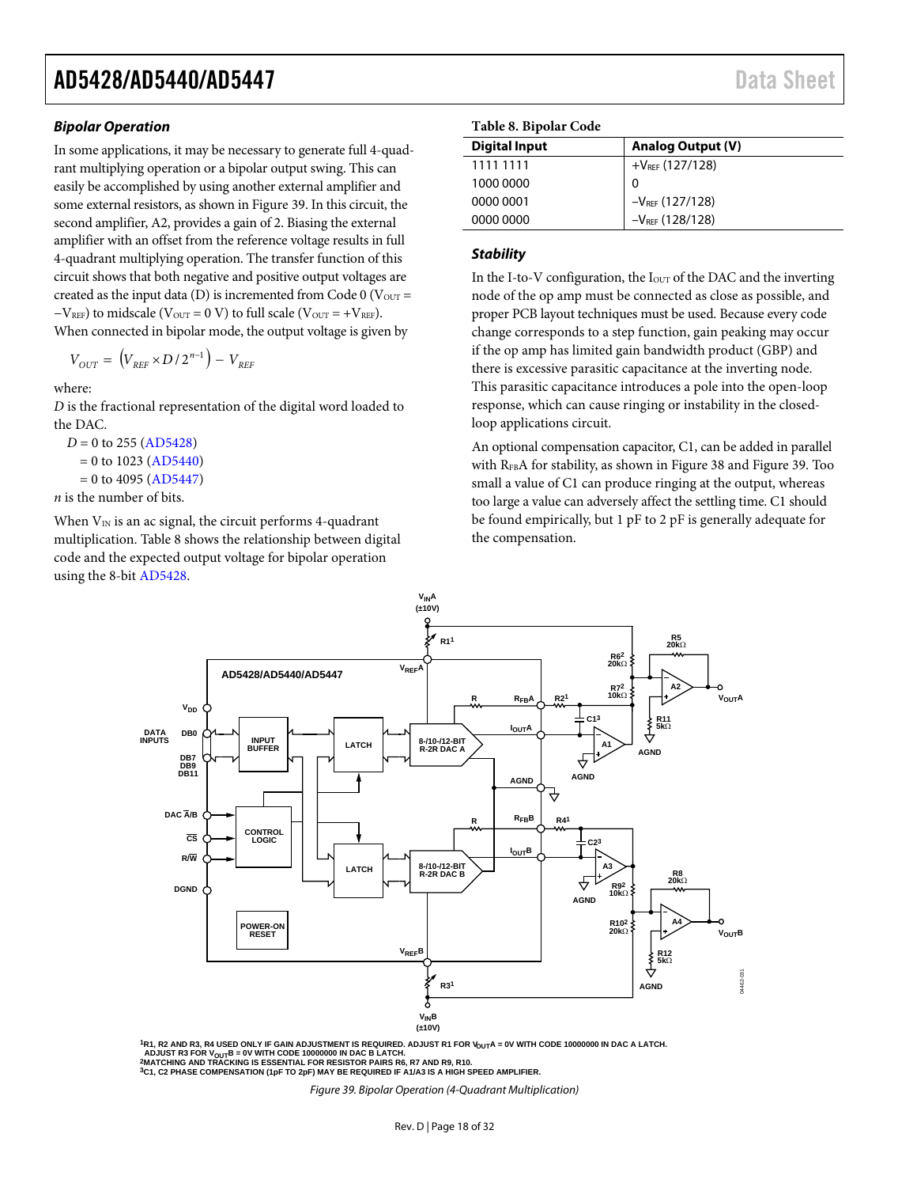### Bipolar Operation

In some applications, it may be necessary to generate full 4-quadrant multiplying operation or a bipolar output swing. This can easily be accomplished by using another external amplifier and some external resistors, as shown in Figure 39. In this circuit, the second amplifier, A2, provides a gain of 2. Biasing the external amplifier with an offset from the reference voltage results in full 4-quadrant multiplying operation. The transfer function of this circuit shows that both negative and positive output voltages are created as the input data (D) is incremented from Code 0 ($V_{OUT} = -V_{REF}$) to midscale ($V_{OUT} = 0$ V) to full scale ($V_{OUT} = +V_{REF}$).

When connected in bipolar mode, the output voltage is given by

$$V_{OUT} = \left(V_{REF} \times D / 2^{n-1}\right) - V_{REF}$$

where:

*D* is the fractional representation of the digital word loaded to the DAC.

$D$ = 0 to 255 (AD5428)
= 0 to 1023 (AD5440)
= 0 to 4095 (AD5447)

*n* is the number of bits.

When $V_{IN}$ is an ac signal, the circuit performs 4-quadrant multiplication. Table 8 shows the relationship between digital code and the expected output voltage for bipolar operation using the 8-bit AD5428.

Table 8. Bipolar Code

| Digital Input | Analog Output (V) |
|---|---|
| 1111 1111 | $+V_{REF}$ (127/128) |
| 1000 0000 | 0 |
| 0000 0001 | $-V_{REF}$ (127/128) |
| 0000 0000 | $-V_{REF}$ (128/128) |

### Stability

In the I-to-V configuration, the $I_{OUT}$ of the DAC and the inverting node of the op amp must be connected as close as possible, and proper PCB layout techniques must be used. Because every code change corresponds to a step function, gain peaking may occur if the op amp has limited gain bandwidth product (GBP) and there is excessive parasitic capacitance at the inverting node. This parasitic capacitance introduces a pole into the open-loop response, which can cause ringing or instability in the closed-loop applications circuit.

An optional compensation capacitor, C1, can be added in parallel with $R_{FB}$A for stability, as shown in Figure 38 and Figure 39. Too small a value of C1 can produce ringing at the output, whereas too large a value can adversely affect the settling time. C1 should be found empirically, but 1 pF to 2 pF is generally adequate for the compensation.

[1]R1, R2 AND R3, R4 USED ONLY IF GAIN ADJUSTMENT IS REQUIRED. ADJUST R1 FOR $V_{OUT}$A = 0V WITH CODE 10000000 IN DAC A LATCH. ADJUST R3 FOR $V_{OUT}$B = 0V WITH CODE 10000000 IN DAC B LATCH.
[2]MATCHING AND TRACKING IS ESSENTIAL FOR RESISTOR PAIRS R6, R7 AND R9, R10.
[3]C1, C2 PHASE COMPENSATION (1pF TO 2pF) MAY BE REQUIRED IF A1/A3 IS A HIGH SPEED AMPLIFIER.

*Figure 39. Bipolar Operation (4-Quadrant Multiplication)*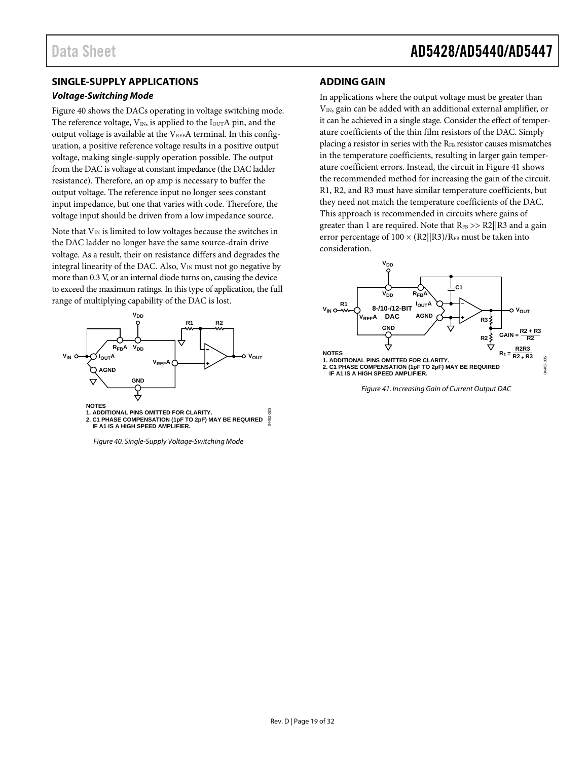## SINGLE-SUPPLY APPLICATIONS

### *Voltage-Switching Mode*

Figure 40 shows the DACs operating in voltage switching mode. The reference voltage, $V_{IN}$, is applied to the $I_{OUT}A$ pin, and the output voltage is available at the $V_{REF}A$ terminal. In this configuration, a positive reference voltage results in a positive output voltage, making single-supply operation possible. The output from the DAC is voltage at constant impedance (the DAC ladder resistance). Therefore, an op amp is necessary to buffer the output voltage. The reference input no longer sees constant input impedance, but one that varies with code. Therefore, the voltage input should be driven from a low impedance source.

Note that $V_{IN}$ is limited to low voltages because the switches in the DAC ladder no longer have the same source-drain drive voltage. As a result, their on resistance differs and degrades the integral linearity of the DAC. Also, $V_{IN}$ must not go negative by more than 0.3 V, or an internal diode turns on, causing the device to exceed the maximum ratings. In this type of application, the full range of multiplying capability of the DAC is lost.

NOTES
1. ADDITIONAL PINS OMITTED FOR CLARITY.
2. C1 PHASE COMPENSATION (1pF TO 2pF) MAY BE REQUIRED IF A1 IS A HIGH SPEED AMPLIFIER.

*Figure 40. Single-Supply Voltage-Switching Mode*

## ADDING GAIN

In applications where the output voltage must be greater than $V_{IN}$, gain can be added with an additional external amplifier, or it can be achieved in a single stage. Consider the effect of temperature coefficients of the thin film resistors of the DAC. Simply placing a resistor in series with the $R_{FB}$ resistor causes mismatches in the temperature coefficients, resulting in larger gain temperature coefficient errors. Instead, the circuit in Figure 41 shows the recommended method for increasing the gain of the circuit. R1, R2, and R3 must have similar temperature coefficients, but they need not match the temperature coefficients of the DAC. This approach is recommended in circuits where gains of greater than 1 are required. Note that $R_{FB} >> R2||R3$ and a gain error percentage of $100 \times (R2||R3)/R_{FB}$ must be taken into consideration.

$$GAIN = \frac{R2 + R3}{R2}$$

$$R_1 = \frac{R2R3}{R2 + R3}$$

NOTES
1. ADDITIONAL PINS OMITTED FOR CLARITY.
2. C1 PHASE COMPENSATION (1pF TO 2pF) MAY BE REQUIRED IF A1 IS A HIGH SPEED AMPLIFIER.

*Figure 41. Increasing Gain of Current Output DAC*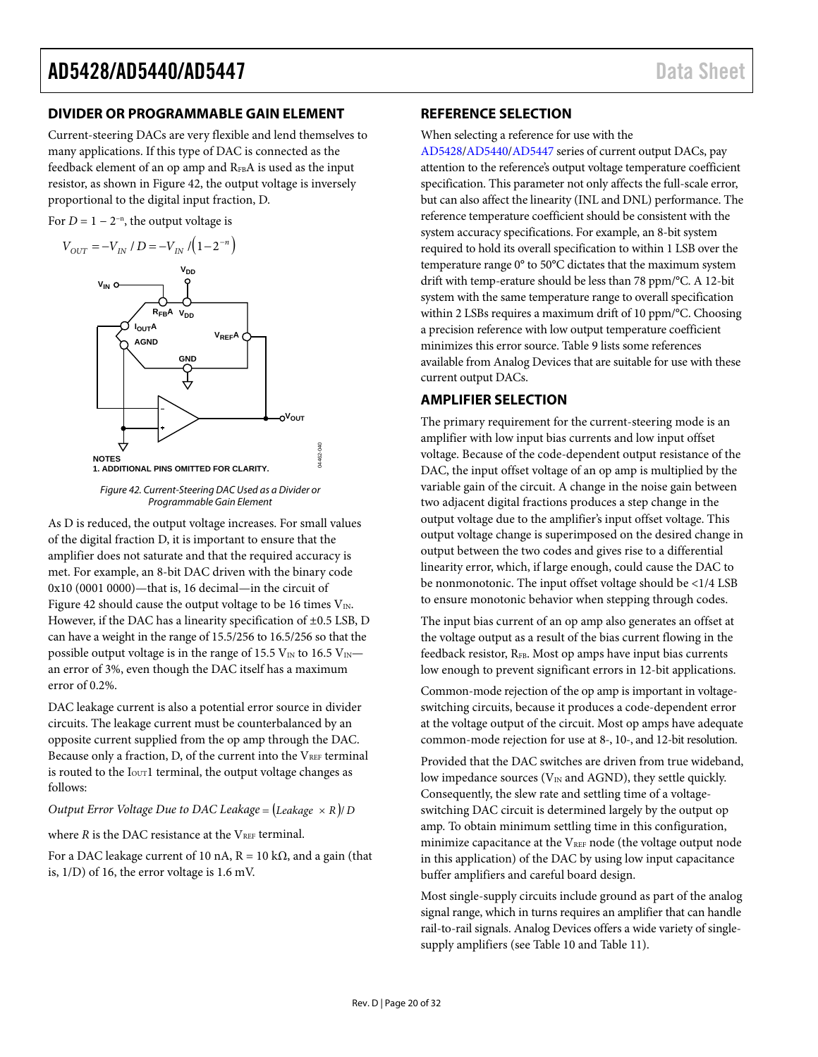## DIVIDER OR PROGRAMMABLE GAIN ELEMENT

Current-steering DACs are very flexible and lend themselves to many applications. If this type of DAC is connected as the feedback element of an op amp and $R_{FB}A$ is used as the input resistor, as shown in Figure 42, the output voltage is inversely proportional to the digital input fraction, D.

For $D = 1 - 2^{-n}$, the output voltage is

$$V_{OUT} = -V_{IN} / D = -V_{IN} / \left(1 - 2^{-n}\right)$$

NOTES
1. ADDITIONAL PINS OMITTED FOR CLARITY.

*Figure 42. Current-Steering DAC Used as a Divider or Programmable Gain Element*

As D is reduced, the output voltage increases. For small values of the digital fraction D, it is important to ensure that the amplifier does not saturate and that the required accuracy is met. For example, an 8-bit DAC driven with the binary code 0x10 (0001 0000)—that is, 16 decimal—in the circuit of Figure 42 should cause the output voltage to be 16 times $V_{IN}$. However, if the DAC has a linearity specification of ±0.5 LSB, D can have a weight in the range of 15.5/256 to 16.5/256 so that the possible output voltage is in the range of 15.5 $V_{IN}$ to 16.5 $V_{IN}$—an error of 3%, even though the DAC itself has a maximum error of 0.2%.

DAC leakage current is also a potential error source in divider circuits. The leakage current must be counterbalanced by an opposite current supplied from the op amp through the DAC. Because only a fraction, D, of the current into the $V_{REF}$ terminal is routed to the $I_{OUT}1$ terminal, the output voltage changes as follows:

$$\textit{Output Error Voltage Due to DAC Leakage} = (\textit{Leakage} \times R)/D$$

where *R* is the DAC resistance at the $V_{REF}$ terminal.

For a DAC leakage current of 10 nA, R = 10 kΩ, and a gain (that is, 1/D) of 16, the error voltage is 1.6 mV.

## REFERENCE SELECTION

When selecting a reference for use with the AD5428/AD5440/AD5447 series of current output DACs, pay attention to the reference's output voltage temperature coefficient specification. This parameter not only affects the full-scale error, but can also affect the linearity (INL and DNL) performance. The reference temperature coefficient should be consistent with the system accuracy specifications. For example, an 8-bit system required to hold its overall specification to within 1 LSB over the temperature range 0° to 50°C dictates that the maximum system drift with temp-erature should be less than 78 ppm/°C. A 12-bit system with the same temperature range to overall specification within 2 LSBs requires a maximum drift of 10 ppm/°C. Choosing a precision reference with low output temperature coefficient minimizes this error source. Table 9 lists some references available from Analog Devices that are suitable for use with these current output DACs.

## AMPLIFIER SELECTION

The primary requirement for the current-steering mode is an amplifier with low input bias currents and low input offset voltage. Because of the code-dependent output resistance of the DAC, the input offset voltage of an op amp is multiplied by the variable gain of the circuit. A change in the noise gain between two adjacent digital fractions produces a step change in the output voltage due to the amplifier's input offset voltage. This output voltage change is superimposed on the desired change in output between the two codes and gives rise to a differential linearity error, which, if large enough, could cause the DAC to be nonmonotonic. The input offset voltage should be <1/4 LSB to ensure monotonic behavior when stepping through codes.

The input bias current of an op amp also generates an offset at the voltage output as a result of the bias current flowing in the feedback resistor, $R_{FB}$. Most op amps have input bias currents low enough to prevent significant errors in 12-bit applications.

Common-mode rejection of the op amp is important in voltage-switching circuits, because it produces a code-dependent error at the voltage output of the circuit. Most op amps have adequate common-mode rejection for use at 8-, 10-, and 12-bit resolution.

Provided that the DAC switches are driven from true wideband, low impedance sources ($V_{IN}$ and AGND), they settle quickly. Consequently, the slew rate and settling time of a voltage-switching DAC circuit is determined largely by the output op amp. To obtain minimum settling time in this configuration, minimize capacitance at the $V_{REF}$ node (the voltage output node in this application) of the DAC by using low input capacitance buffer amplifiers and careful board design.

Most single-supply circuits include ground as part of the analog signal range, which in turns requires an amplifier that can handle rail-to-rail signals. Analog Devices offers a wide variety of single-supply amplifiers (see Table 10 and Table 11).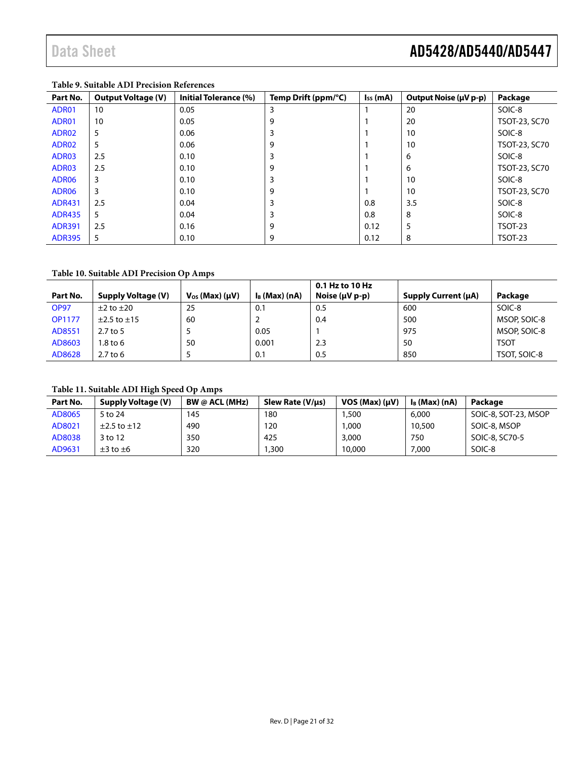**Table 9. Suitable ADI Precision References**

| Part No. | Output Voltage (V) | Initial Tolerance (%) | Temp Drift (ppm/°C) | $I_{SS}$ (mA) | Output Noise (μV p-p) | Package |
|---|---|---|---|---|---|---|
| ADR01 | 10 | 0.05 | 3 | 1 | 20 | SOIC-8 |
| ADR01 | 10 | 0.05 | 9 | 1 | 20 | TSOT-23, SC70 |
| ADR02 | 5 | 0.06 | 3 | 1 | 10 | SOIC-8 |
| ADR02 | 5 | 0.06 | 9 | 1 | 10 | TSOT-23, SC70 |
| ADR03 | 2.5 | 0.10 | 3 | 1 | 6 | SOIC-8 |
| ADR03 | 2.5 | 0.10 | 9 | 1 | 6 | TSOT-23, SC70 |
| ADR06 | 3 | 0.10 | 3 | 1 | 10 | SOIC-8 |
| ADR06 | 3 | 0.10 | 9 | 1 | 10 | TSOT-23, SC70 |
| ADR431 | 2.5 | 0.04 | 3 | 0.8 | 3.5 | SOIC-8 |
| ADR435 | 5 | 0.04 | 3 | 0.8 | 8 | SOIC-8 |
| ADR391 | 2.5 | 0.16 | 9 | 0.12 | 5 | TSOT-23 |
| ADR395 | 5 | 0.10 | 9 | 0.12 | 8 | TSOT-23 |

**Table 10. Suitable ADI Precision Op Amps**

| Part No. | Supply Voltage (V) | $V_{OS}$ (Max) (μV) | $I_B$ (Max) (nA) | 0.1 Hz to 10 Hz Noise (μV p-p) | Supply Current (μA) | Package |
|---|---|---|---|---|---|---|
| OP97 | ±2 to ±20 | 25 | 0.1 | 0.5 | 600 | SOIC-8 |
| OP1177 | ±2.5 to ±15 | 60 | 2 | 0.4 | 500 | MSOP, SOIC-8 |
| AD8551 | 2.7 to 5 | 5 | 0.05 | 1 | 975 | MSOP, SOIC-8 |
| AD8603 | 1.8 to 6 | 50 | 0.001 | 2.3 | 50 | TSOT |
| AD8628 | 2.7 to 6 | 5 | 0.1 | 0.5 | 850 | TSOT, SOIC-8 |

**Table 11. Suitable ADI High Speed Op Amps**

| Part No. | Supply Voltage (V) | BW @ ACL (MHz) | Slew Rate (V/μs) | VOS (Max) (μV) | $I_B$ (Max) (nA) | Package |
|---|---|---|---|---|---|---|
| AD8065 | 5 to 24 | 145 | 180 | 1,500 | 6,000 | SOIC-8, SOT-23, MSOP |
| AD8021 | ±2.5 to ±12 | 490 | 120 | 1,000 | 10,500 | SOIC-8, MSOP |
| AD8038 | 3 to 12 | 350 | 425 | 3,000 | 750 | SOIC-8, SC70-5 |
| AD9631 | ±3 to ±6 | 320 | 1,300 | 10,000 | 7,000 | SOIC-8 |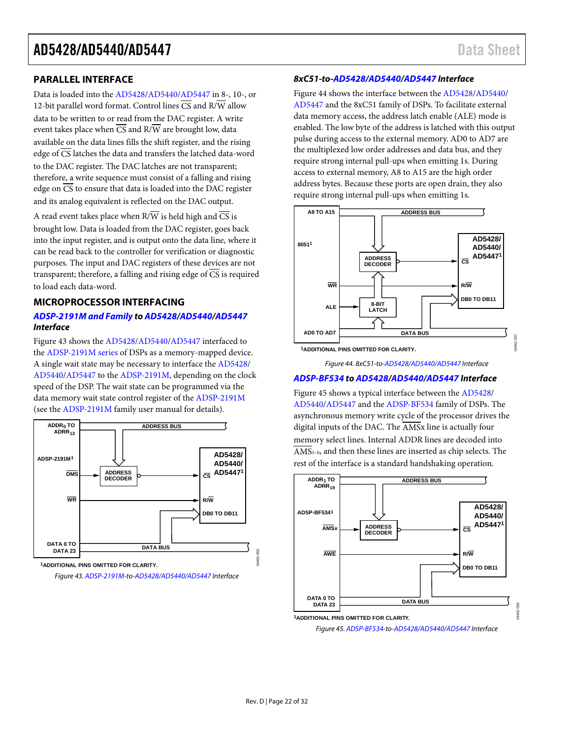## PARALLEL INTERFACE

Data is loaded into the AD5428/AD5440/AD5447 in 8-, 10-, or 12-bit parallel word format. Control lines CS and R/W allow data to be written to or read from the DAC register. A write event takes place when CS and R/W are brought low, data available on the data lines fills the shift register, and the rising edge of CS latches the data and transfers the latched data-word to the DAC register. The DAC latches are not transparent; therefore, a write sequence must consist of a falling and rising edge on CS to ensure that data is loaded into the DAC register and its analog equivalent is reflected on the DAC output.

A read event takes place when R/W is held high and CS is brought low. Data is loaded from the DAC register, goes back into the input register, and is output onto the data line, where it can be read back to the controller for verification or diagnostic purposes. The input and DAC registers of these devices are not transparent; therefore, a falling and rising edge of CS is required to load each data-word.

## MICROPROCESSOR INTERFACING

### *ADSP-2191M and Family to AD5428/AD5440/AD5447 Interface*

Figure 43 shows the AD5428/AD5440/AD5447 interfaced to the ADSP-2191M series of DSPs as a memory-mapped device. A single wait state may be necessary to interface the AD5428/AD5440/AD5447 to the ADSP-2191M, depending on the clock speed of the DSP. The wait state can be programmed via the data memory wait state control register of the ADSP-2191M (see the ADSP-2191M family user manual for details).

*Figure 43. ADSP-2191M-to-AD5428/AD5440/AD5447 Interface*

### *8xC51-to-AD5428/AD5440/AD5447 Interface*

Figure 44 shows the interface between the AD5428/AD5440/AD5447 and the 8xC51 family of DSPs. To facilitate external data memory access, the address latch enable (ALE) mode is enabled. The low byte of the address is latched with this output pulse during access to the external memory. AD0 to AD7 are the multiplexed low order addresses and data bus, and they require strong internal pull-ups when emitting 1s. During access to external memory, A8 to A15 are the high order address bytes. Because these ports are open drain, they also require strong internal pull-ups when emitting 1s.

*Figure 44. 8xC51-to-AD5428/AD5440/AD5447 Interface*

### *ADSP-BF534 to AD5428/AD5440/AD5447 Interface*

Figure 45 shows a typical interface between the AD5428/AD5440/AD5447 and the ADSP-BF534 family of DSPs. The asynchronous memory write cycle of the processor drives the digital inputs of the DAC. The AMSx line is actually four memory select lines. Internal ADDR lines are decoded into $\overline{AMS}_{3-0}$, and then these lines are inserted as chip selects. The rest of the interface is a standard handshaking operation.

*Figure 45. ADSP-BF534-to-AD5428/AD5440/AD5447 Interface*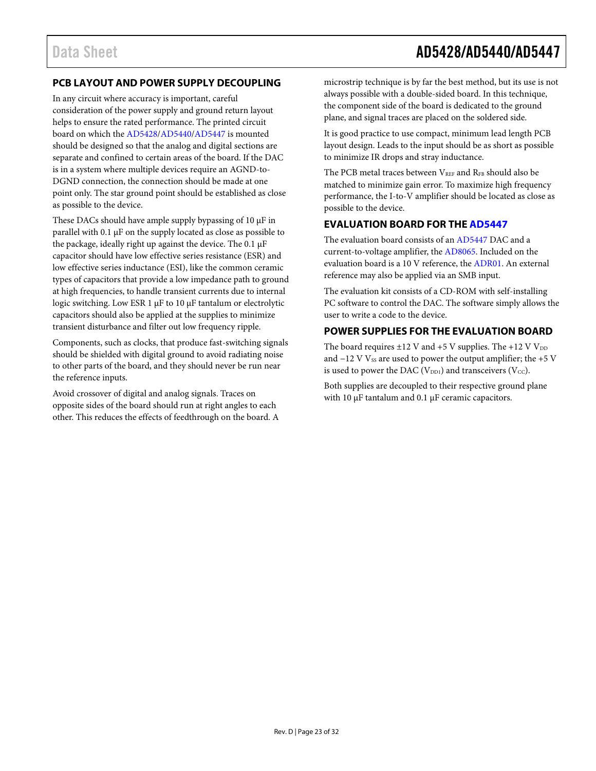## PCB LAYOUT AND POWER SUPPLY DECOUPLING

In any circuit where accuracy is important, careful consideration of the power supply and ground return layout helps to ensure the rated performance. The printed circuit board on which the AD5428/AD5440/AD5447 is mounted should be designed so that the analog and digital sections are separate and confined to certain areas of the board. If the DAC is in a system where multiple devices require an AGND-to-DGND connection, the connection should be made at one point only. The star ground point should be established as close as possible to the device.

These DACs should have ample supply bypassing of 10 µF in parallel with 0.1 µF on the supply located as close as possible to the package, ideally right up against the device. The 0.1 µF capacitor should have low effective series resistance (ESR) and low effective series inductance (ESI), like the common ceramic types of capacitors that provide a low impedance path to ground at high frequencies, to handle transient currents due to internal logic switching. Low ESR 1 µF to 10 µF tantalum or electrolytic capacitors should also be applied at the supplies to minimize transient disturbance and filter out low frequency ripple.

Components, such as clocks, that produce fast-switching signals should be shielded with digital ground to avoid radiating noise to other parts of the board, and they should never be run near the reference inputs.

Avoid crossover of digital and analog signals. Traces on opposite sides of the board should run at right angles to each other. This reduces the effects of feedthrough on the board. A microstrip technique is by far the best method, but its use is not always possible with a double-sided board. In this technique, the component side of the board is dedicated to the ground plane, and signal traces are placed on the soldered side.

It is good practice to use compact, minimum lead length PCB layout design. Leads to the input should be as short as possible to minimize IR drops and stray inductance.

The PCB metal traces between $V_{REF}$ and $R_{FB}$ should also be matched to minimize gain error. To maximize high frequency performance, the I-to-V amplifier should be located as close as possible to the device.

## EVALUATION BOARD FOR THE AD5447

The evaluation board consists of an AD5447 DAC and a current-to-voltage amplifier, the AD8065. Included on the evaluation board is a 10 V reference, the ADR01. An external reference may also be applied via an SMB input.

The evaluation kit consists of a CD-ROM with self-installing PC software to control the DAC. The software simply allows the user to write a code to the device.

## POWER SUPPLIES FOR THE EVALUATION BOARD

The board requires ±12 V and +5 V supplies. The +12 V $V_{DD}$ and −12 V $V_{SS}$ are used to power the output amplifier; the +5 V is used to power the DAC ($V_{DD1}$) and transceivers ($V_{CC}$).

Both supplies are decoupled to their respective ground plane with 10 µF tantalum and 0.1 µF ceramic capacitors.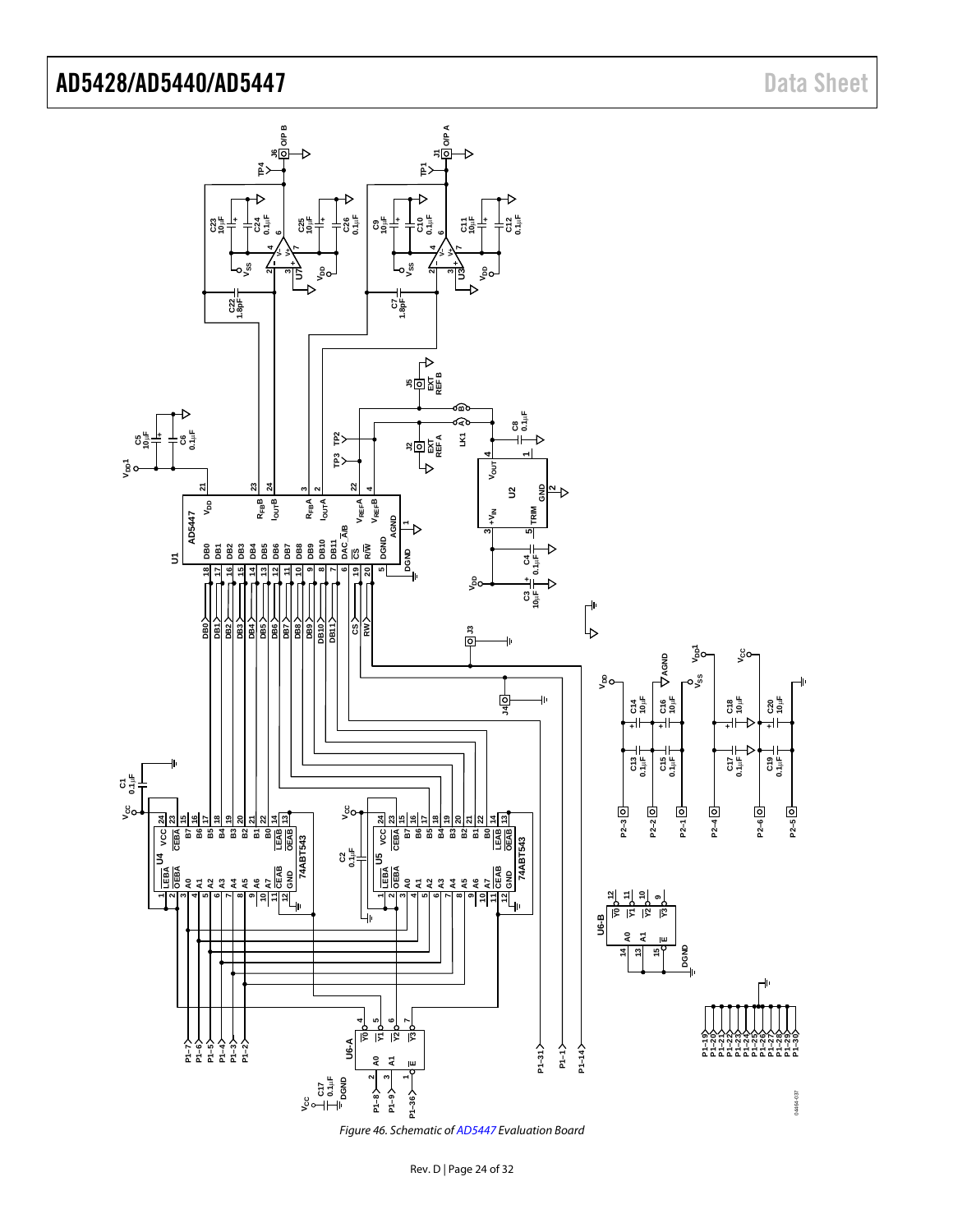Figure 46. Schematic of AD5447 Evaluation Board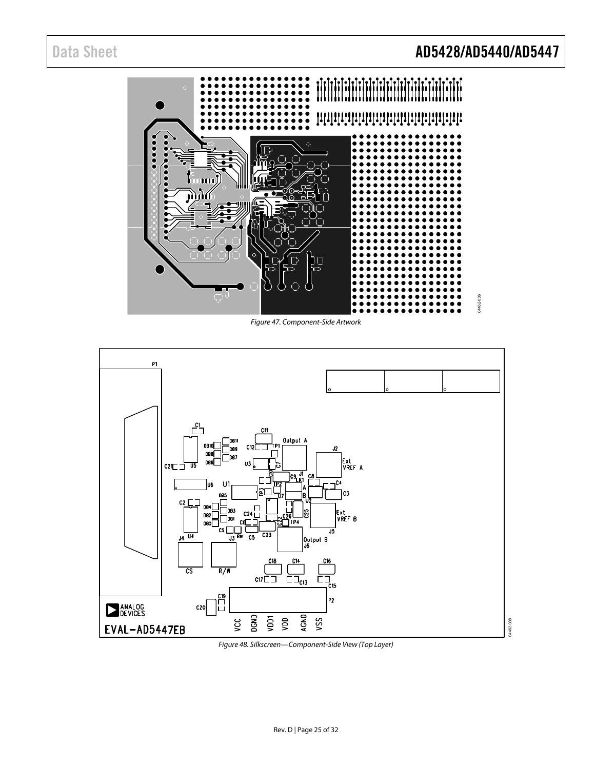Figure 47. Component-Side Artwork

Figure 48. Silkscreen—Component-Side View (Top Layer)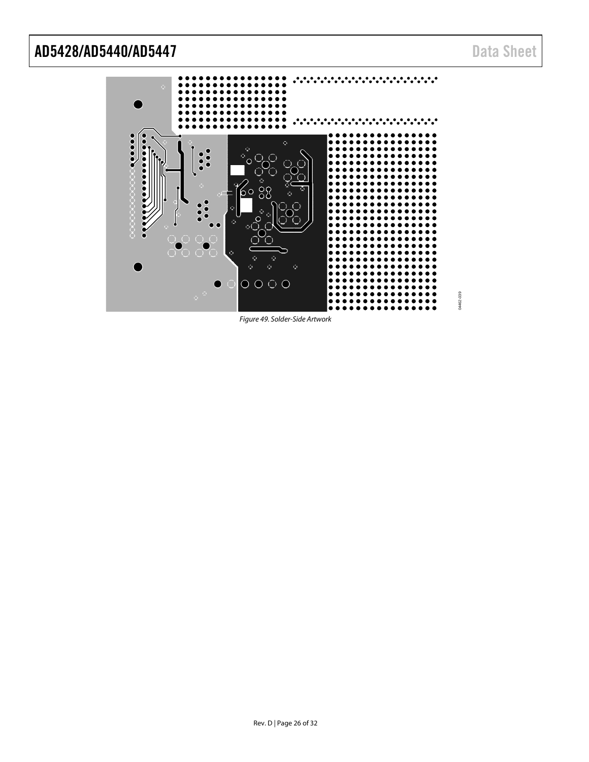Figure 49. Solder-Side Artwork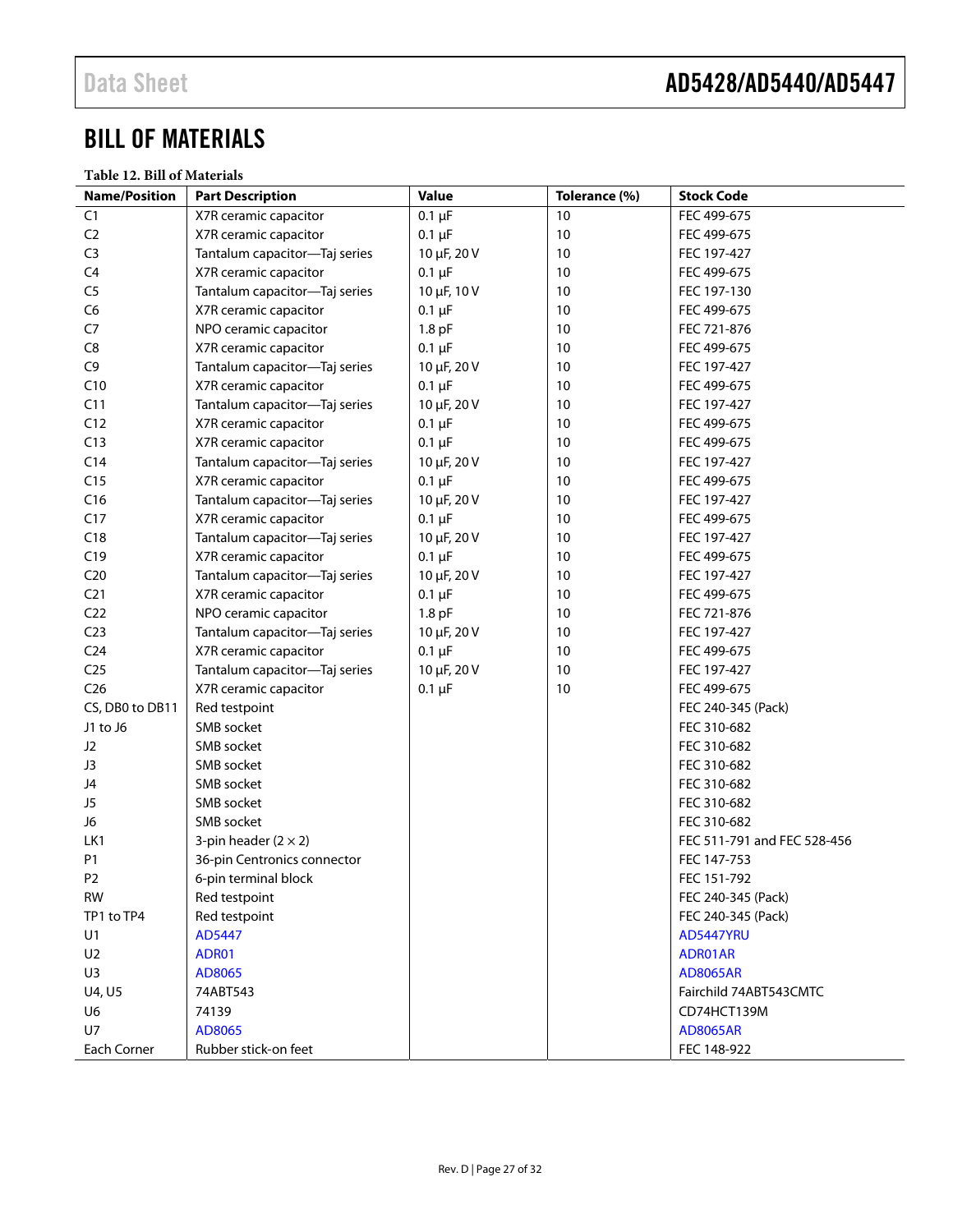# BILL OF MATERIALS

**Table 12. Bill of Materials**

| Name/Position | Part Description | Value | Tolerance (%) | Stock Code |
|---|---|---|---|---|
| C1 | X7R ceramic capacitor | 0.1 µF | 10 | FEC 499-675 |
| C2 | X7R ceramic capacitor | 0.1 µF | 10 | FEC 499-675 |
| C3 | Tantalum capacitor—Taj series | 10 µF, 20 V | 10 | FEC 197-427 |
| C4 | X7R ceramic capacitor | 0.1 µF | 10 | FEC 499-675 |
| C5 | Tantalum capacitor—Taj series | 10 µF, 10 V | 10 | FEC 197-130 |
| C6 | X7R ceramic capacitor | 0.1 µF | 10 | FEC 499-675 |
| C7 | NPO ceramic capacitor | 1.8 pF | 10 | FEC 721-876 |
| C8 | X7R ceramic capacitor | 0.1 µF | 10 | FEC 499-675 |
| C9 | Tantalum capacitor—Taj series | 10 µF, 20 V | 10 | FEC 197-427 |
| C10 | X7R ceramic capacitor | 0.1 µF | 10 | FEC 499-675 |
| C11 | Tantalum capacitor—Taj series | 10 µF, 20 V | 10 | FEC 197-427 |
| C12 | X7R ceramic capacitor | 0.1 µF | 10 | FEC 499-675 |
| C13 | X7R ceramic capacitor | 0.1 µF | 10 | FEC 499-675 |
| C14 | Tantalum capacitor—Taj series | 10 µF, 20 V | 10 | FEC 197-427 |
| C15 | X7R ceramic capacitor | 0.1 µF | 10 | FEC 499-675 |
| C16 | Tantalum capacitor—Taj series | 10 µF, 20 V | 10 | FEC 197-427 |
| C17 | X7R ceramic capacitor | 0.1 µF | 10 | FEC 499-675 |
| C18 | Tantalum capacitor—Taj series | 10 µF, 20 V | 10 | FEC 197-427 |
| C19 | X7R ceramic capacitor | 0.1 µF | 10 | FEC 499-675 |
| C20 | Tantalum capacitor—Taj series | 10 µF, 20 V | 10 | FEC 197-427 |
| C21 | X7R ceramic capacitor | 0.1 µF | 10 | FEC 499-675 |
| C22 | NPO ceramic capacitor | 1.8 pF | 10 | FEC 721-876 |
| C23 | Tantalum capacitor—Taj series | 10 µF, 20 V | 10 | FEC 197-427 |
| C24 | X7R ceramic capacitor | 0.1 µF | 10 | FEC 499-675 |
| C25 | Tantalum capacitor—Taj series | 10 µF, 20 V | 10 | FEC 197-427 |
| C26 | X7R ceramic capacitor | 0.1 µF | 10 | FEC 499-675 |
| CS, DB0 to DB11 | Red testpoint | | | FEC 240-345 (Pack) |
| J1 to J6 | SMB socket | | | FEC 310-682 |
| J2 | SMB socket | | | FEC 310-682 |
| J3 | SMB socket | | | FEC 310-682 |
| J4 | SMB socket | | | FEC 310-682 |
| J5 | SMB socket | | | FEC 310-682 |
| J6 | SMB socket | | | FEC 310-682 |
| LK1 | 3-pin header (2 × 2) | | | FEC 511-791 and FEC 528-456 |
| P1 | 36-pin Centronics connector | | | FEC 147-753 |
| P2 | 6-pin terminal block | | | FEC 151-792 |
| RW | Red testpoint | | | FEC 240-345 (Pack) |
| TP1 to TP4 | Red testpoint | | | FEC 240-345 (Pack) |
| U1 | AD5447 | | | AD5447YRU |
| U2 | ADR01 | | | ADR01AR |
| U3 | AD8065 | | | AD8065AR |
| U4, U5 | 74ABT543 | | | Fairchild 74ABT543CMTC |
| U6 | 74139 | | | CD74HCT139M |
| U7 | AD8065 | | | AD8065AR |
| Each Corner | Rubber stick-on feet | | | FEC 148-922 |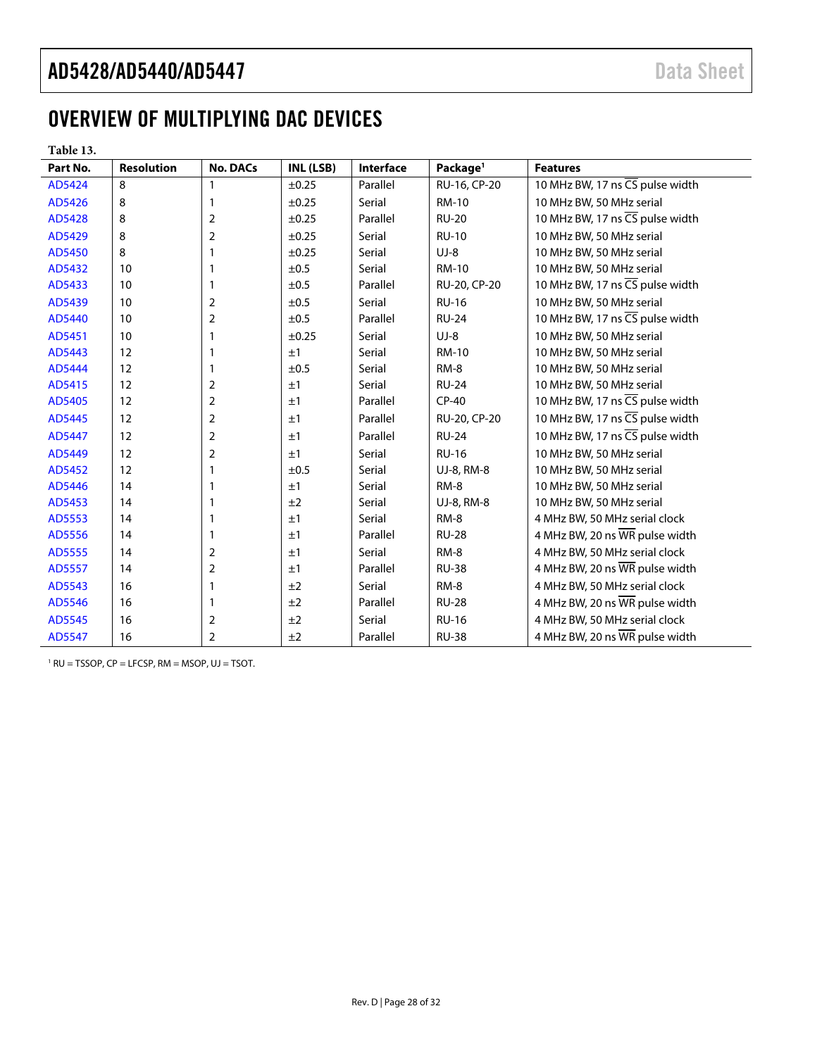## OVERVIEW OF MULTIPLYING DAC DEVICES

**Table 13.**

| Part No. | Resolution | No. DACs | INL (LSB) | Interface | Package[1] | Features |
|---|---|---|---|---|---|---|
| AD5424 | 8 | 1 | ±0.25 | Parallel | RU-16, CP-20 | 10 MHz BW, 17 ns $\overline{CS}$ pulse width |
| AD5426 | 8 | 1 | ±0.25 | Serial | RM-10 | 10 MHz BW, 50 MHz serial |
| AD5428 | 8 | 2 | ±0.25 | Parallel | RU-20 | 10 MHz BW, 17 ns $\overline{CS}$ pulse width |
| AD5429 | 8 | 2 | ±0.25 | Serial | RU-10 | 10 MHz BW, 50 MHz serial |
| AD5450 | 8 | 1 | ±0.25 | Serial | UJ-8 | 10 MHz BW, 50 MHz serial |
| AD5432 | 10 | 1 | ±0.5 | Serial | RM-10 | 10 MHz BW, 50 MHz serial |
| AD5433 | 10 | 1 | ±0.5 | Parallel | RU-20, CP-20 | 10 MHz BW, 17 ns $\overline{CS}$ pulse width |
| AD5439 | 10 | 2 | ±0.5 | Serial | RU-16 | 10 MHz BW, 50 MHz serial |
| AD5440 | 10 | 2 | ±0.5 | Parallel | RU-24 | 10 MHz BW, 17 ns $\overline{CS}$ pulse width |
| AD5451 | 10 | 1 | ±0.25 | Serial | UJ-8 | 10 MHz BW, 50 MHz serial |
| AD5443 | 12 | 1 | ±1 | Serial | RM-10 | 10 MHz BW, 50 MHz serial |
| AD5444 | 12 | 1 | ±0.5 | Serial | RM-8 | 10 MHz BW, 50 MHz serial |
| AD5415 | 12 | 2 | ±1 | Serial | RU-24 | 10 MHz BW, 50 MHz serial |
| AD5405 | 12 | 2 | ±1 | Parallel | CP-40 | 10 MHz BW, 17 ns $\overline{CS}$ pulse width |
| AD5445 | 12 | 2 | ±1 | Parallel | RU-20, CP-20 | 10 MHz BW, 17 ns $\overline{CS}$ pulse width |
| AD5447 | 12 | 2 | ±1 | Parallel | RU-24 | 10 MHz BW, 17 ns $\overline{CS}$ pulse width |
| AD5449 | 12 | 2 | ±1 | Serial | RU-16 | 10 MHz BW, 50 MHz serial |
| AD5452 | 12 | 1 | ±0.5 | Serial | UJ-8, RM-8 | 10 MHz BW, 50 MHz serial |
| AD5446 | 14 | 1 | ±1 | Serial | RM-8 | 10 MHz BW, 50 MHz serial |
| AD5453 | 14 | 1 | ±2 | Serial | UJ-8, RM-8 | 10 MHz BW, 50 MHz serial |
| AD5553 | 14 | 1 | ±1 | Serial | RM-8 | 4 MHz BW, 50 MHz serial clock |
| AD5556 | 14 | 1 | ±1 | Parallel | RU-28 | 4 MHz BW, 20 ns $\overline{WR}$ pulse width |
| AD5555 | 14 | 2 | ±1 | Serial | RM-8 | 4 MHz BW, 50 MHz serial clock |
| AD5557 | 14 | 2 | ±1 | Parallel | RU-38 | 4 MHz BW, 20 ns $\overline{WR}$ pulse width |
| AD5543 | 16 | 1 | ±2 | Serial | RM-8 | 4 MHz BW, 50 MHz serial clock |
| AD5546 | 16 | 1 | ±2 | Parallel | RU-28 | 4 MHz BW, 20 ns $\overline{WR}$ pulse width |
| AD5545 | 16 | 2 | ±2 | Serial | RU-16 | 4 MHz BW, 50 MHz serial clock |
| AD5547 | 16 | 2 | ±2 | Parallel | RU-38 | 4 MHz BW, 20 ns $\overline{WR}$ pulse width |

[1] RU = TSSOP, CP = LFCSP, RM = MSOP, UJ = TSOT.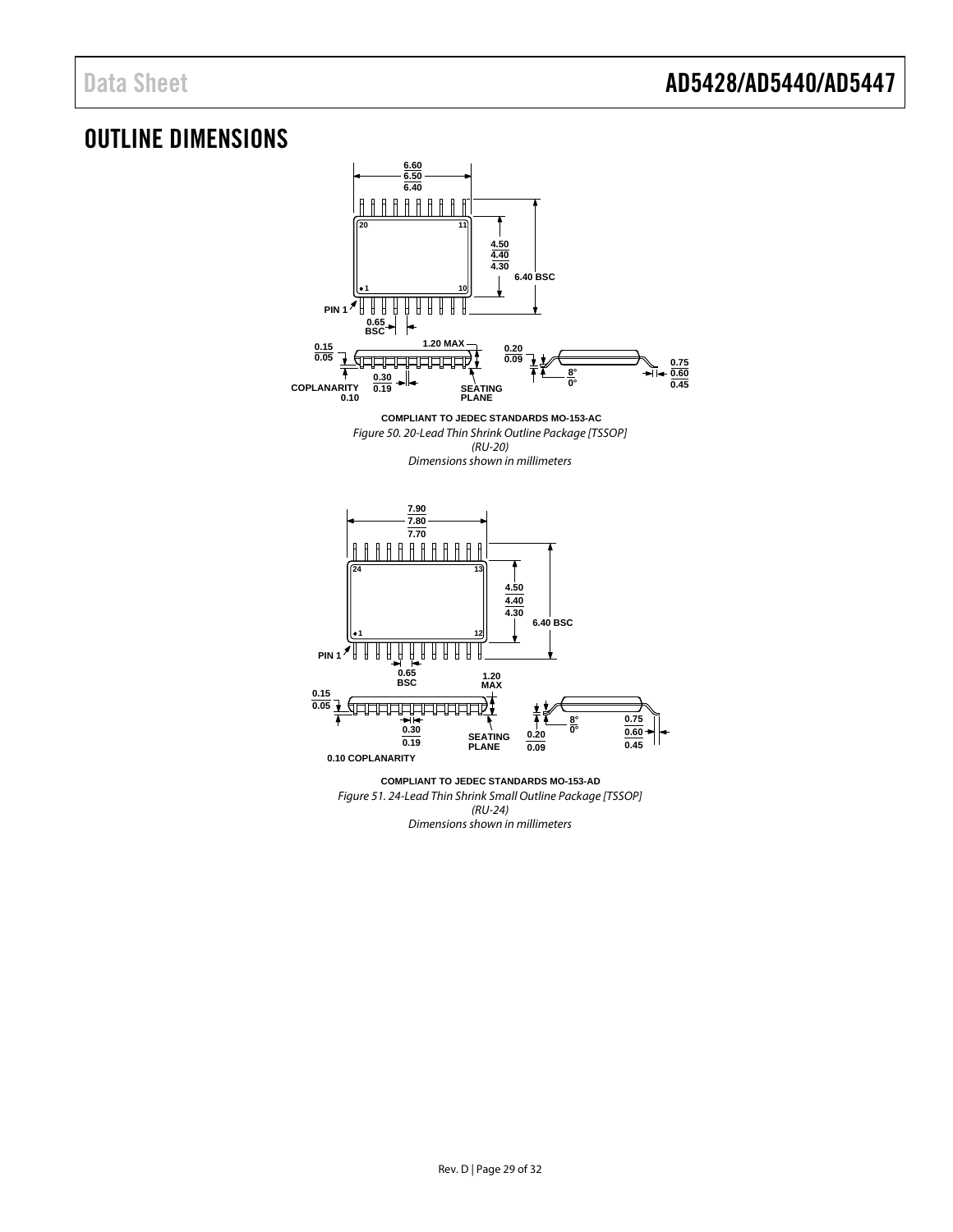# OUTLINE DIMENSIONS

COMPLIANT TO JEDEC STANDARDS MO-153-AC

*Figure 50. 20-Lead Thin Shrink Outline Package [TSSOP] (RU-20) Dimensions shown in millimeters*

COMPLIANT TO JEDEC STANDARDS MO-153-AD

*Figure 51. 24-Lead Thin Shrink Small Outline Package [TSSOP] (RU-24) Dimensions shown in millimeters*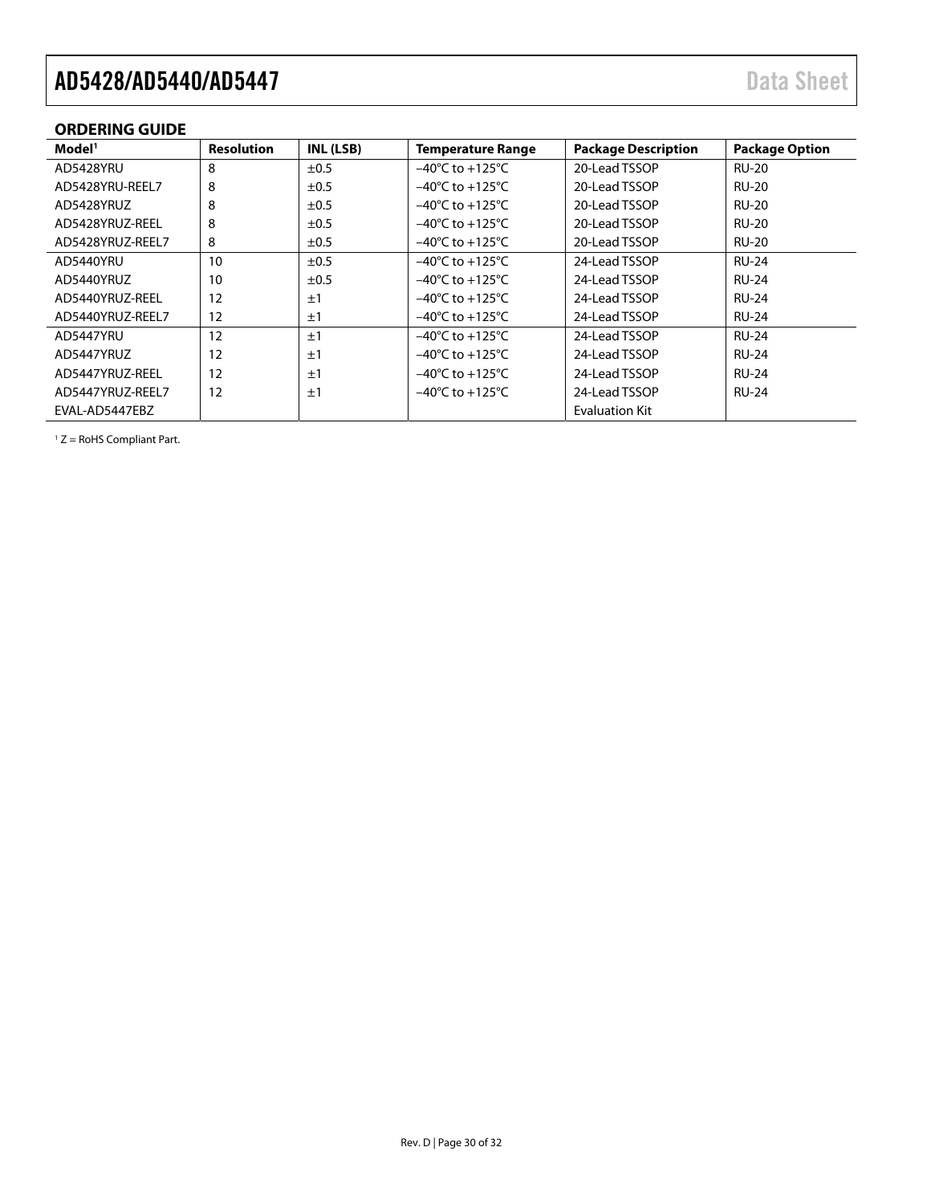## ORDERING GUIDE

| Model[1] | Resolution | INL (LSB) | Temperature Range | Package Description | Package Option |
|---|---|---|---|---|---|
| AD5428YRU | 8 | ±0.5 | −40°C to +125°C | 20-Lead TSSOP | RU-20 |
| AD5428YRU-REEL7 | 8 | ±0.5 | −40°C to +125°C | 20-Lead TSSOP | RU-20 |
| AD5428YRUZ | 8 | ±0.5 | −40°C to +125°C | 20-Lead TSSOP | RU-20 |
| AD5428YRUZ-REEL | 8 | ±0.5 | −40°C to +125°C | 20-Lead TSSOP | RU-20 |
| AD5428YRUZ-REEL7 | 8 | ±0.5 | −40°C to +125°C | 20-Lead TSSOP | RU-20 |
| AD5440YRU | 10 | ±0.5 | −40°C to +125°C | 24-Lead TSSOP | RU-24 |
| AD5440YRUZ | 10 | ±0.5 | −40°C to +125°C | 24-Lead TSSOP | RU-24 |
| AD5440YRUZ-REEL | 12 | ±1 | −40°C to +125°C | 24-Lead TSSOP | RU-24 |
| AD5440YRUZ-REEL7 | 12 | ±1 | −40°C to +125°C | 24-Lead TSSOP | RU-24 |
| AD5447YRU | 12 | ±1 | −40°C to +125°C | 24-Lead TSSOP | RU-24 |
| AD5447YRUZ | 12 | ±1 | −40°C to +125°C | 24-Lead TSSOP | RU-24 |
| AD5447YRUZ-REEL | 12 | ±1 | −40°C to +125°C | 24-Lead TSSOP | RU-24 |
| AD5447YRUZ-REEL7 | 12 | ±1 | −40°C to +125°C | 24-Lead TSSOP | RU-24 |
| EVAL-AD5447EBZ | | | | Evaluation Kit | |

[1] Z = RoHS Compliant Part.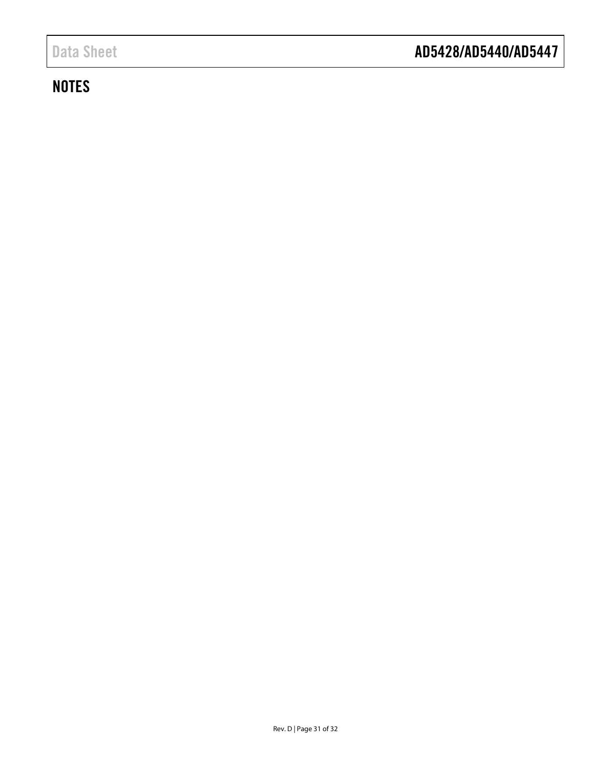## NOTES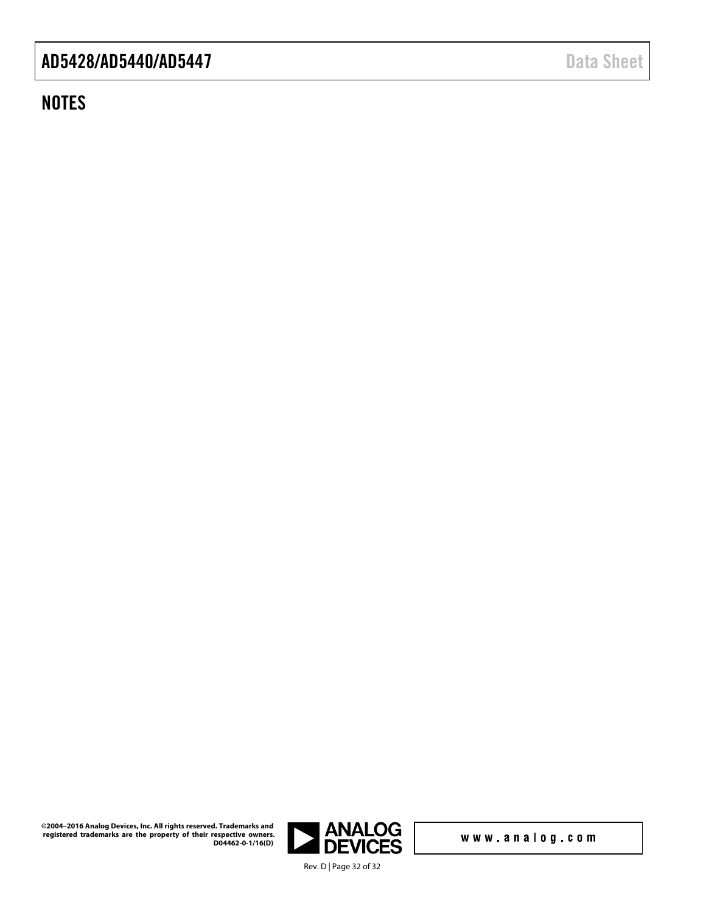## NOTES

©2004–2016 Analog Devices, Inc. All rights reserved. Trademarks and registered trademarks are the property of their respective owners.
D04462-0-1/16(D)

www.analog.com